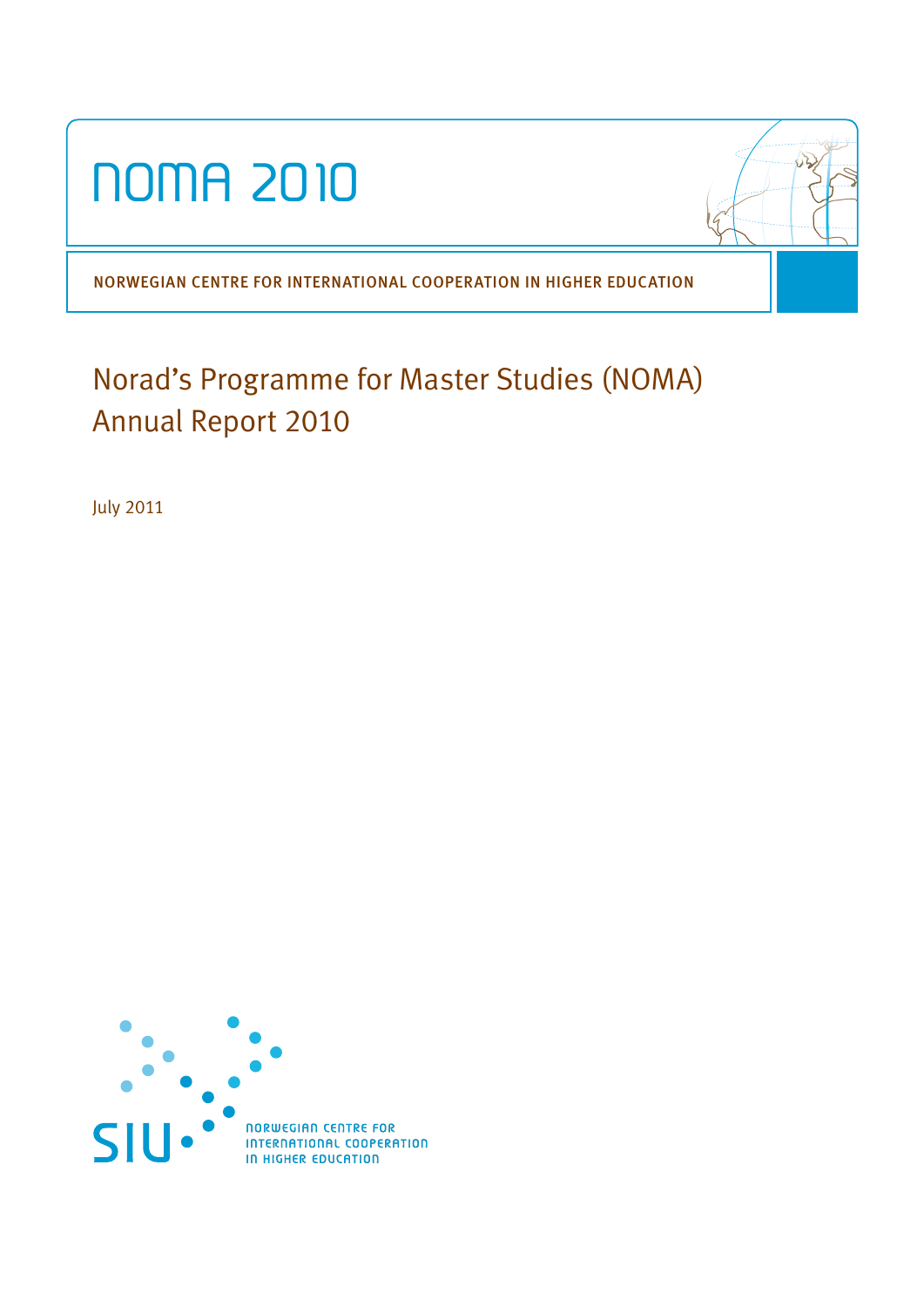# NOMA 2010

NORWEGIAN CENTRE FOR INTERNATIONAL COOPERATION IN HIGHER EDUCATION

## Norad's Programme for Master Studies (NOMA) Annual Report 2010

July 2011

SIU NORWEGIAN CENTRE FOR INTERNATIONAL COOPERATION IN HIGHER EDUCATION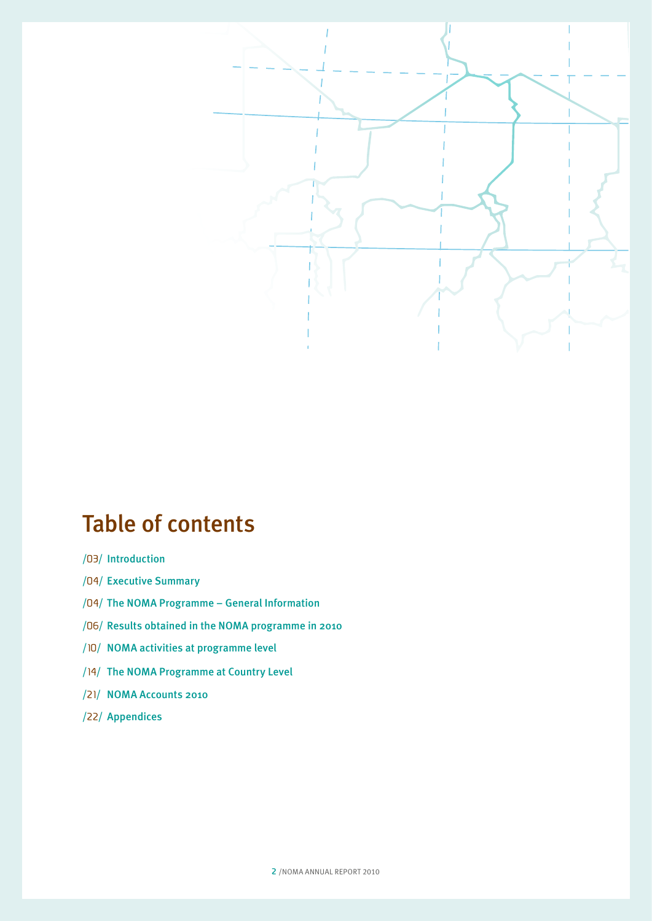# Table of contents

/03/ Introduction

/04/ Executive Summary

/04/ The NOMA Programme – General Information

/06/ Results obtained in the NOMA programme in 2010

/10/ NOMA activities at programme level

/14/ The NOMA Programme at Country Level

/21/ NOMA Accounts 2010

/22/ Appendices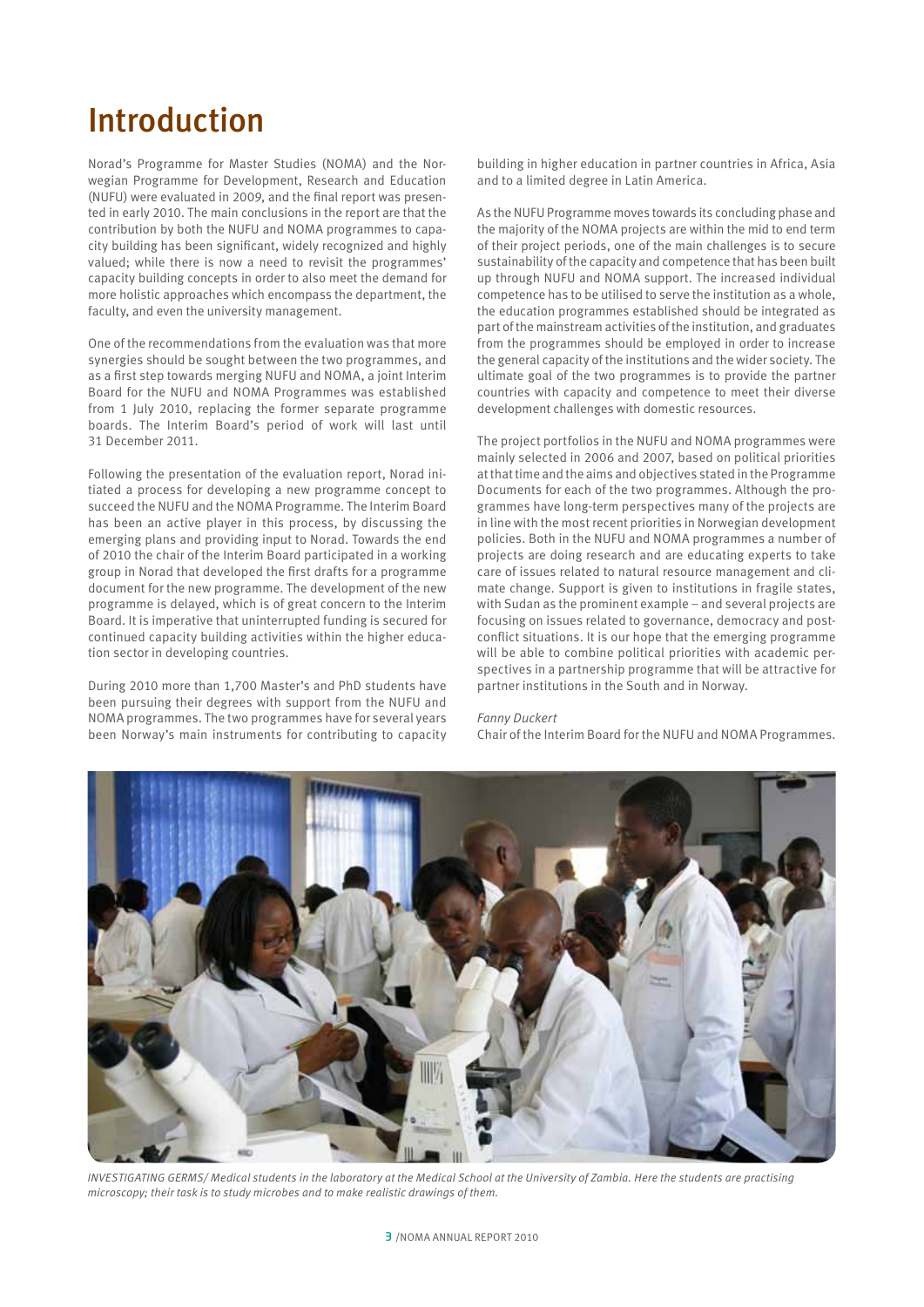# Introduction

Norad's Programme for Master Studies (NOMA) and the Norwegian Programme for Development, Research and Education (NUFU) were evaluated in 2009, and the final report was presented in early 2010. The main conclusions in the report are that the contribution by both the NUFU and NOMA programmes to capacity building has been significant, widely recognized and highly valued; while there is now a need to revisit the programmes' capacity building concepts in order to also meet the demand for more holistic approaches which encompass the department, the faculty, and even the university management.

One of the recommendations from the evaluation was that more synergies should be sought between the two programmes, and as a first step towards merging NUFU and NOMA, a joint Interim Board for the NUFU and NOMA Programmes was established from 1 July 2010, replacing the former separate programme boards. The Interim Board's period of work will last until 31 December 2011.

Following the presentation of the evaluation report, Norad initiated a process for developing a new programme concept to succeed the NUFU and the NOMA Programme. The Interim Board has been an active player in this process, by discussing the emerging plans and providing input to Norad. Towards the end of 2010 the chair of the Interim Board participated in a working group in Norad that developed the first drafts for a programme document for the new programme. The development of the new programme is delayed, which is of great concern to the Interim Board. It is imperative that uninterrupted funding is secured for continued capacity building activities within the higher education sector in developing countries.

During 2010 more than 1,700 Master's and PhD students have been pursuing their degrees with support from the NUFU and NOMA programmes. The two programmes have for several years been Norway's main instruments for contributing to capacity building in higher education in partner countries in Africa, Asia and to a limited degree in Latin America.

As the NUFU Programme moves towards its concluding phase and the majority of the NOMA projects are within the mid to end term of their project periods, one of the main challenges is to secure sustainability of the capacity and competence that has been built up through NUFU and NOMA support. The increased individual competence has to be utilised to serve the institution as a whole, the education programmes established should be integrated as part of the mainstream activities of the institution, and graduates from the programmes should be employed in order to increase the general capacity of the institutions and the wider society. The ultimate goal of the two programmes is to provide the partner countries with capacity and competence to meet their diverse development challenges with domestic resources.

The project portfolios in the NUFU and NOMA programmes were mainly selected in 2006 and 2007, based on political priorities at that time and the aims and objectives stated in the Programme Documents for each of the two programmes. Although the programmes have long-term perspectives many of the projects are in line with the most recent priorities in Norwegian development policies. Both in the NUFU and NOMA programmes a number of projects are doing research and are educating experts to take care of issues related to natural resource management and climate change. Support is given to institutions in fragile states, with Sudan as the prominent example – and several projects are focusing on issues related to governance, democracy and post-conflict situations. It is our hope that the emerging programme will be able to combine political priorities with academic perspectives in a partnership programme that will be attractive for partner institutions in the South and in Norway.

*Fanny Duckert*
Chair of the Interim Board for the NUFU and NOMA Programmes.

*INVESTIGATING GERMS/ Medical students in the laboratory at the Medical School at the University of Zambia. Here the students are practising microscopy; their task is to study microbes and to make realistic drawings of them.*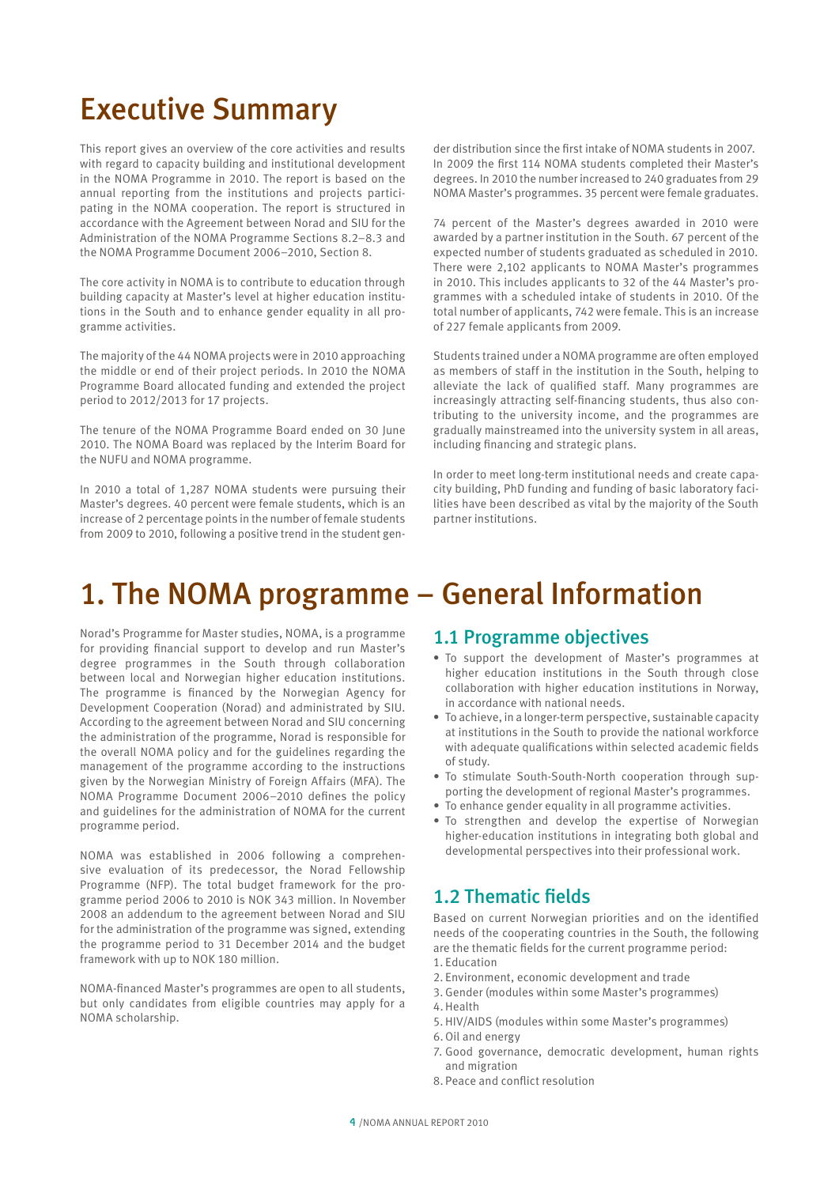# Executive Summary

This report gives an overview of the core activities and results with regard to capacity building and institutional development in the NOMA Programme in 2010. The report is based on the annual reporting from the institutions and projects participating in the NOMA cooperation. The report is structured in accordance with the Agreement between Norad and SIU for the Administration of the NOMA Programme Sections 8.2–8.3 and the NOMA Programme Document 2006–2010, Section 8.

The core activity in NOMA is to contribute to education through building capacity at Master's level at higher education institutions in the South and to enhance gender equality in all programme activities.

The majority of the 44 NOMA projects were in 2010 approaching the middle or end of their project periods. In 2010 the NOMA Programme Board allocated funding and extended the project period to 2012/2013 for 17 projects.

The tenure of the NOMA Programme Board ended on 30 June 2010. The NOMA Board was replaced by the Interim Board for the NUFU and NOMA programme.

In 2010 a total of 1,287 NOMA students were pursuing their Master's degrees. 40 percent were female students, which is an increase of 2 percentage points in the number of female students from 2009 to 2010, following a positive trend in the student gender distribution since the first intake of NOMA students in 2007. In 2009 the first 114 NOMA students completed their Master's degrees. In 2010 the number increased to 240 graduates from 29 NOMA Master's programmes. 35 percent were female graduates.

74 percent of the Master's degrees awarded in 2010 were awarded by a partner institution in the South. 67 percent of the expected number of students graduated as scheduled in 2010. There were 2,102 applicants to NOMA Master's programmes in 2010. This includes applicants to 32 of the 44 Master's programmes with a scheduled intake of students in 2010. Of the total number of applicants, 742 were female. This is an increase of 227 female applicants from 2009.

Students trained under a NOMA programme are often employed as members of staff in the institution in the South, helping to alleviate the lack of qualified staff. Many programmes are increasingly attracting self-financing students, thus also contributing to the university income, and the programmes are gradually mainstreamed into the university system in all areas, including financing and strategic plans.

In order to meet long-term institutional needs and create capacity building, PhD funding and funding of basic laboratory facilities have been described as vital by the majority of the South partner institutions.

# 1. The NOMA programme – General Information

Norad's Programme for Master studies, NOMA, is a programme for providing financial support to develop and run Master's degree programmes in the South through collaboration between local and Norwegian higher education institutions. The programme is financed by the Norwegian Agency for Development Cooperation (Norad) and administrated by SIU. According to the agreement between Norad and SIU concerning the administration of the programme, Norad is responsible for the overall NOMA policy and for the guidelines regarding the management of the programme according to the instructions given by the Norwegian Ministry of Foreign Affairs (MFA). The NOMA Programme Document 2006–2010 defines the policy and guidelines for the administration of NOMA for the current programme period.

NOMA was established in 2006 following a comprehensive evaluation of its predecessor, the Norad Fellowship Programme (NFP). The total budget framework for the programme period 2006 to 2010 is NOK 343 million. In November 2008 an addendum to the agreement between Norad and SIU for the administration of the programme was signed, extending the programme period to 31 December 2014 and the budget framework with up to NOK 180 million.

NOMA-financed Master's programmes are open to all students, but only candidates from eligible countries may apply for a NOMA scholarship.

## 1.1 Programme objectives

- To support the development of Master's programmes at higher education institutions in the South through close collaboration with higher education institutions in Norway, in accordance with national needs.
- To achieve, in a longer-term perspective, sustainable capacity at institutions in the South to provide the national workforce with adequate qualifications within selected academic fields of study.
- To stimulate South-South-North cooperation through supporting the development of regional Master's programmes.
- To enhance gender equality in all programme activities.
- To strengthen and develop the expertise of Norwegian higher-education institutions in integrating both global and developmental perspectives into their professional work.

## 1.2 Thematic fields

Based on current Norwegian priorities and on the identified needs of the cooperating countries in the South, the following are the thematic fields for the current programme period:

1. Education
2. Environment, economic development and trade
3. Gender (modules within some Master's programmes)
4. Health
5. HIV/AIDS (modules within some Master's programmes)
6. Oil and energy
7. Good governance, democratic development, human rights and migration
8. Peace and conflict resolution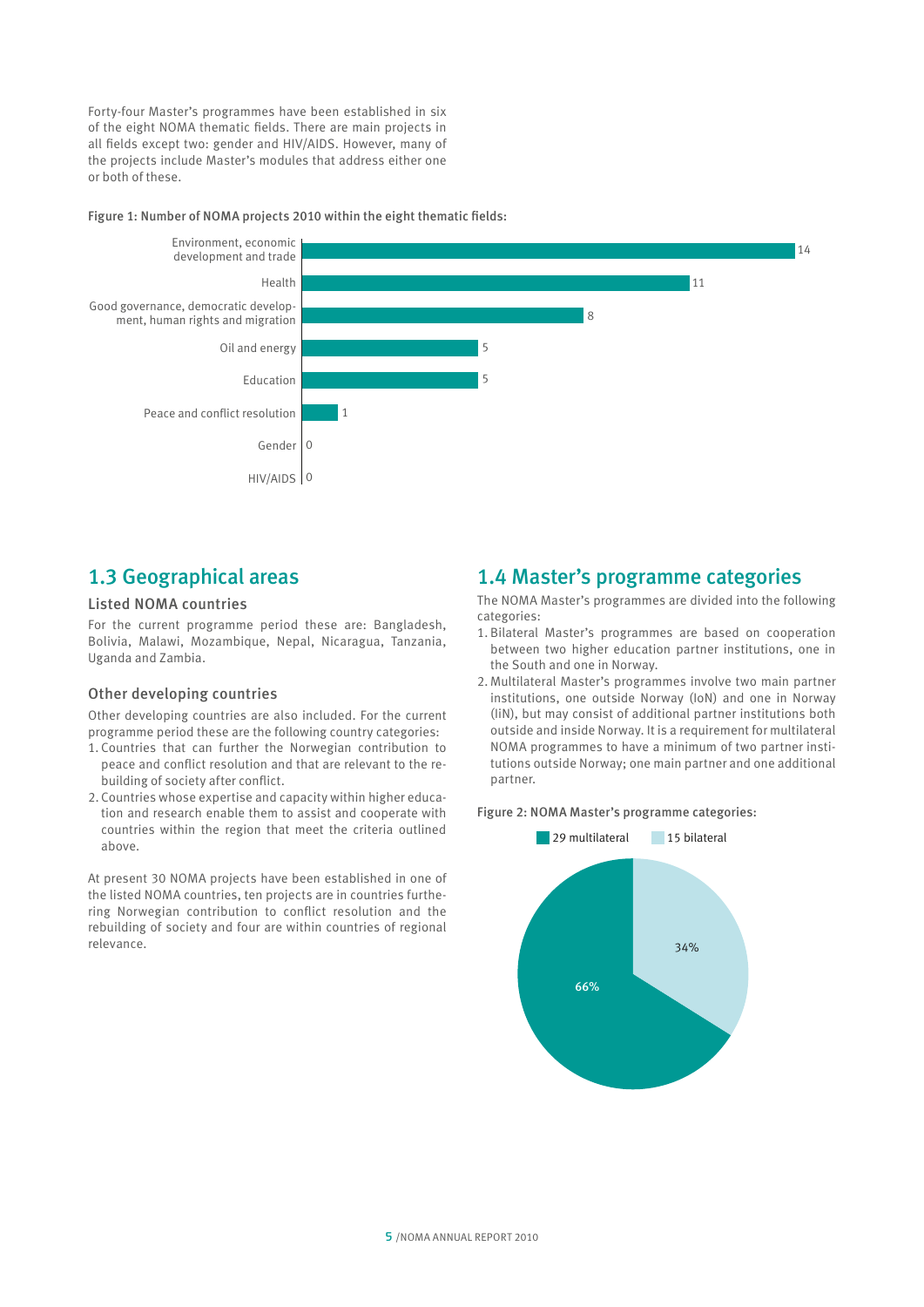Forty-four Master's programmes have been established in six of the eight NOMA thematic fields. There are main projects in all fields except two: gender and HIV/AIDS. However, many of the projects include Master's modules that address either one or both of these.

Figure 1: Number of NOMA projects 2010 within the eight thematic fields:

| Thematic field | Number of projects |
|---|---|
| Environment, economic development and trade | 14 |
| Health | 11 |
| Good governance, democratic development, human rights and migration | 8 |
| Oil and energy | 5 |
| Education | 5 |
| Peace and conflict resolution | 1 |
| Gender | 0 |
| HIV/AIDS | 0 |

## 1.3 Geographical areas

### Listed NOMA countries

For the current programme period these are: Bangladesh, Bolivia, Malawi, Mozambique, Nepal, Nicaragua, Tanzania, Uganda and Zambia.

### Other developing countries

Other developing countries are also included. For the current programme period these are the following country categories:

1. Countries that can further the Norwegian contribution to peace and conflict resolution and that are relevant to the rebuilding of society after conflict.
2. Countries whose expertise and capacity within higher education and research enable them to assist and cooperate with countries within the region that meet the criteria outlined above.

At present 30 NOMA projects have been established in one of the listed NOMA countries, ten projects are in countries furthering Norwegian contribution to conflict resolution and the rebuilding of society and four are within countries of regional relevance.

## 1.4 Master's programme categories

The NOMA Master's programmes are divided into the following categories:

1. Bilateral Master's programmes are based on cooperation between two higher education partner institutions, one in the South and one in Norway.
2. Multilateral Master's programmes involve two main partner institutions, one outside Norway (IoN) and one in Norway (IiN), but may consist of additional partner institutions both outside and inside Norway. It is a requirement for multilateral NOMA programmes to have a minimum of two partner institutions outside Norway; one main partner and one additional partner.

Figure 2: NOMA Master's programme categories:

| Category | Number | Share |
|---|---|---|
| Multilateral | 29 | 66% |
| Bilateral | 15 | 34% |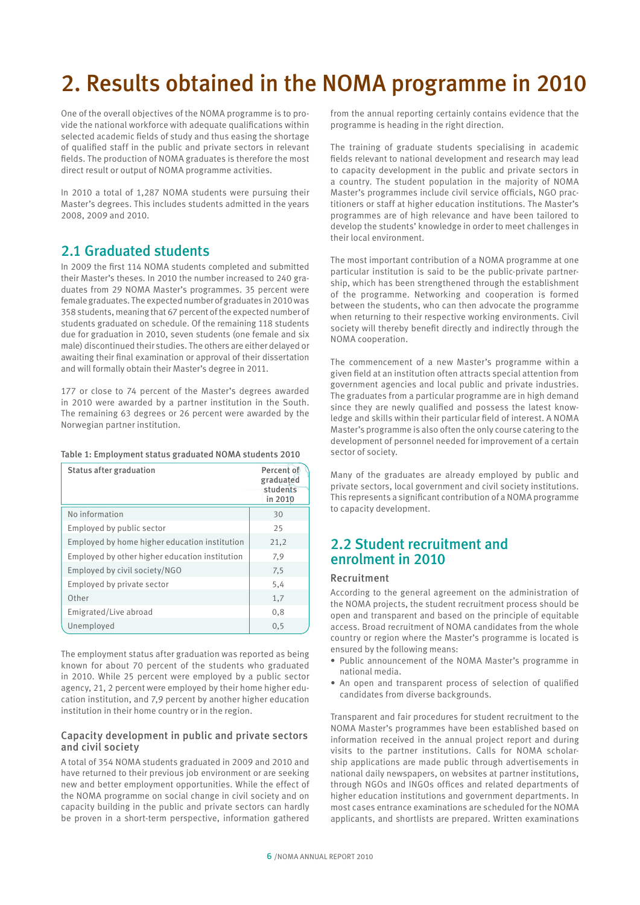# 2. Results obtained in the NOMA programme in 2010

One of the overall objectives of the NOMA programme is to provide the national workforce with adequate qualifications within selected academic fields of study and thus easing the shortage of qualified staff in the public and private sectors in relevant fields. The production of NOMA graduates is therefore the most direct result or output of NOMA programme activities.

In 2010 a total of 1,287 NOMA students were pursuing their Master's degrees. This includes students admitted in the years 2008, 2009 and 2010.

## 2.1 Graduated students

In 2009 the first 114 NOMA students completed and submitted their Master's theses. In 2010 the number increased to 240 graduates from 29 NOMA Master's programmes. 35 percent were female graduates. The expected number of graduates in 2010 was 358 students, meaning that 67 percent of the expected number of students graduated on schedule. Of the remaining 118 students due for graduation in 2010, seven students (one female and six male) discontinued their studies. The others are either delayed or awaiting their final examination or approval of their dissertation and will formally obtain their Master's degree in 2011.

177 or close to 74 percent of the Master's degrees awarded in 2010 were awarded by a partner institution in the South. The remaining 63 degrees or 26 percent were awarded by the Norwegian partner institution.

**Table 1: Employment status graduated NOMA students 2010**

| Status after graduation | Percent of graduated students in 2010 |
|---|---|
| No information | 30 |
| Employed by public sector | 25 |
| Employed by home higher education institution | 21,2 |
| Employed by other higher education institution | 7,9 |
| Employed by civil society/NGO | 7,5 |
| Employed by private sector | 5,4 |
| Other | 1,7 |
| Emigrated/Live abroad | 0,8 |
| Unemployed | 0,5 |

The employment status after graduation was reported as being known for about 70 percent of the students who graduated in 2010. While 25 percent were employed by a public sector agency, 21, 2 percent were employed by their home higher education institution, and 7,9 percent by another higher education institution in their home country or in the region.

### Capacity development in public and private sectors and civil society

A total of 354 NOMA students graduated in 2009 and 2010 and have returned to their previous job environment or are seeking new and better employment opportunities. While the effect of the NOMA programme on social change in civil society and on capacity building in the public and private sectors can hardly be proven in a short-term perspective, information gathered from the annual reporting certainly contains evidence that the programme is heading in the right direction.

The training of graduate students specialising in academic fields relevant to national development and research may lead to capacity development in the public and private sectors in a country. The student population in the majority of NOMA Master's programmes include civil service officials, NGO practitioners or staff at higher education institutions. The Master's programmes are of high relevance and have been tailored to develop the students' knowledge in order to meet challenges in their local environment.

The most important contribution of a NOMA programme at one particular institution is said to be the public-private partnership, which has been strengthened through the establishment of the programme. Networking and cooperation is formed between the students, who can then advocate the programme when returning to their respective working environments. Civil society will thereby benefit directly and indirectly through the NOMA cooperation.

The commencement of a new Master's programme within a given field at an institution often attracts special attention from government agencies and local public and private industries. The graduates from a particular programme are in high demand since they are newly qualified and possess the latest knowledge and skills within their particular field of interest. A NOMA Master's programme is also often the only course catering to the development of personnel needed for improvement of a certain sector of society.

Many of the graduates are already employed by public and private sectors, local government and civil society institutions. This represents a significant contribution of a NOMA programme to capacity development.

## 2.2 Student recruitment and enrolment in 2010

### Recruitment

According to the general agreement on the administration of the NOMA projects, the student recruitment process should be open and transparent and based on the principle of equitable access. Broad recruitment of NOMA candidates from the whole country or region where the Master's programme is located is ensured by the following means:

- Public announcement of the NOMA Master's programme in national media.
- An open and transparent process of selection of qualified candidates from diverse backgrounds.

Transparent and fair procedures for student recruitment to the NOMA Master's programmes have been established based on information received in the annual project report and during visits to the partner institutions. Calls for NOMA scholarship applications are made public through advertisements in national daily newspapers, on websites at partner institutions, through NGOs and INGOs offices and related departments of higher education institutions and government departments. In most cases entrance examinations are scheduled for the NOMA applicants, and shortlists are prepared. Written examinations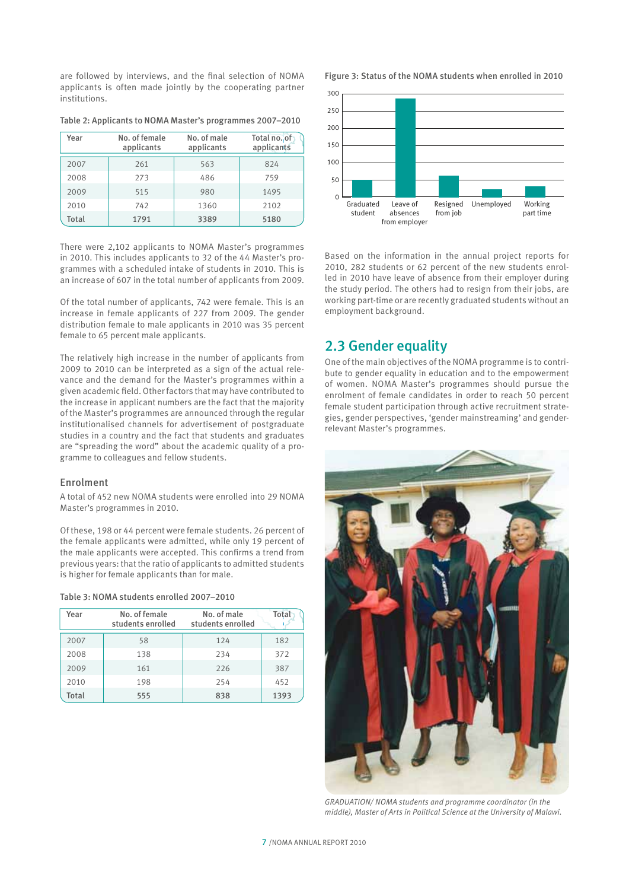are followed by interviews, and the final selection of NOMA applicants is often made jointly by the cooperating partner institutions.

Table 2: Applicants to NOMA Master's programmes 2007–2010

| Year | No. of female applicants | No. of male applicants | Total no. of applicants |
|---|---|---|---|
| 2007 | 261 | 563 | 824 |
| 2008 | 273 | 486 | 759 |
| 2009 | 515 | 980 | 1495 |
| 2010 | 742 | 1360 | 2102 |
| **Total** | **1791** | **3389** | **5180** |

There were 2,102 applicants to NOMA Master's programmes in 2010. This includes applicants to 32 of the 44 Master's programmes with a scheduled intake of students in 2010. This is an increase of 607 in the total number of applicants from 2009.

Of the total number of applicants, 742 were female. This is an increase in female applicants of 227 from 2009. The gender distribution female to male applicants in 2010 was 35 percent female to 65 percent male applicants.

The relatively high increase in the number of applicants from 2009 to 2010 can be interpreted as a sign of the actual relevance and the demand for the Master's programmes within a given academic field. Other factors that may have contributed to the increase in applicant numbers are the fact that the majority of the Master's programmes are announced through the regular institutionalised channels for advertisement of postgraduate studies in a country and the fact that students and graduates are "spreading the word" about the academic quality of a programme to colleagues and fellow students.

### Enrolment

A total of 452 new NOMA students were enrolled into 29 NOMA Master's programmes in 2010.

Of these, 198 or 44 percent were female students. 26 percent of the female applicants were admitted, while only 19 percent of the male applicants were accepted. This confirms a trend from previous years: that the ratio of applicants to admitted students is higher for female applicants than for male.

Table 3: NOMA students enrolled 2007–2010

| Year | No. of female students enrolled | No. of male students enrolled | Total |
|---|---|---|---|
| 2007 | 58 | 124 | 182 |
| 2008 | 138 | 234 | 372 |
| 2009 | 161 | 226 | 387 |
| 2010 | 198 | 254 | 452 |
| **Total** | **555** | **838** | **1393** |

Figure 3: Status of the NOMA students when enrolled in 2010

Based on the information in the annual project reports for 2010, 282 students or 62 percent of the new students enrolled in 2010 have leave of absence from their employer during the study period. The others had to resign from their jobs, are working part-time or are recently graduated students without an employment background.

## 2.3 Gender equality

One of the main objectives of the NOMA programme is to contribute to gender equality in education and to the empowerment of women. NOMA Master's programmes should pursue the enrolment of female candidates in order to reach 50 percent female student participation through active recruitment strategies, gender perspectives, 'gender mainstreaming' and gender-relevant Master's programmes.

*GRADUATION/ NOMA students and programme coordinator (in the middle), Master of Arts in Political Science at the University of Malawi.*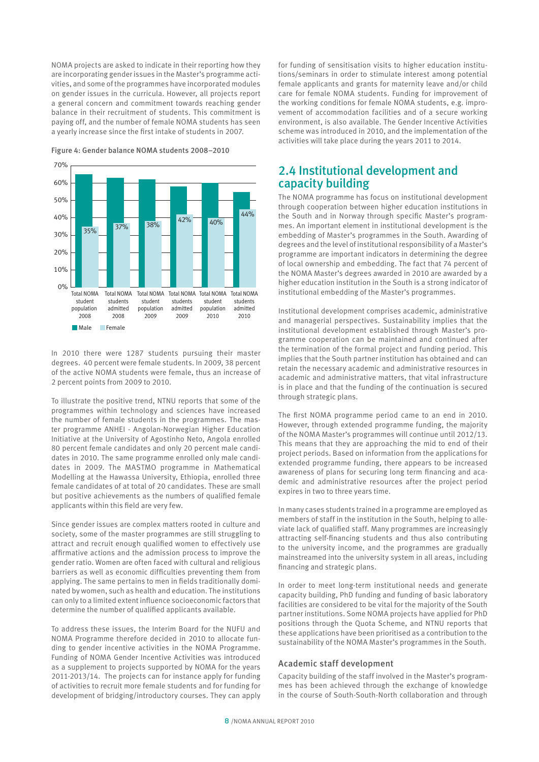NOMA projects are asked to indicate in their reporting how they are incorporating gender issues in the Master's programme activities, and some of the programmes have incorporated modules on gender issues in the curricula. However, all projects report a general concern and commitment towards reaching gender balance in their recruitment of students. This commitment is paying off, and the number of female NOMA students has seen a yearly increase since the first intake of students in 2007.

Figure 4: Gender balance NOMA students 2008–2010

| | Male | Female |
|---|---|---|
| Total NOMA student population 2008 | | 35% |
| Total NOMA students admitted 2008 | | 37% |
| Total NOMA student population 2009 | | 38% |
| Total NOMA students admitted 2009 | | 42% |
| Total NOMA student population 2010 | | 40% |
| Total NOMA students admitted 2010 | | 44% |

In 2010 there were 1287 students pursuing their master degrees. 40 percent were female students. In 2009, 38 percent of the active NOMA students were female, thus an increase of 2 percent points from 2009 to 2010.

To illustrate the positive trend, NTNU reports that some of the programmes within technology and sciences have increased the number of female students in the programmes. The master programme ANHEI - Angolan-Norwegian Higher Education Initiative at the University of Agostinho Neto, Angola enrolled 80 percent female candidates and only 20 percent male candidates in 2010. The same programme enrolled only male candidates in 2009. The MASTMO programme in Mathematical Modelling at the Hawassa University, Ethiopia, enrolled three female candidates of at total of 20 candidates. These are small but positive achievements as the numbers of qualified female applicants within this field are very few.

Since gender issues are complex matters rooted in culture and society, some of the master programmes are still struggling to attract and recruit enough qualified women to effectively use affirmative actions and the admission process to improve the gender ratio. Women are often faced with cultural and religious barriers as well as economic difficulties preventing them from applying. The same pertains to men in fields traditionally dominated by women, such as health and education. The institutions can only to a limited extent influence socioeconomic factors that determine the number of qualified applicants available.

To address these issues, the Interim Board for the NUFU and NOMA Programme therefore decided in 2010 to allocate funding to gender incentive activities in the NOMA Programme. Funding of NOMA Gender Incentive Activities was introduced as a supplement to projects supported by NOMA for the years 2011-2013/14. The projects can for instance apply for funding of activities to recruit more female students and for funding for development of bridging/introductory courses. They can apply for funding of sensitisation visits to higher education institutions/seminars in order to stimulate interest among potential female applicants and grants for maternity leave and/or child care for female NOMA students. Funding for improvement of the working conditions for female NOMA students, e.g. improvement of accommodation facilities and of a secure working environment, is also available. The Gender Incentive Activities scheme was introduced in 2010, and the implementation of the activities will take place during the years 2011 to 2014.

## 2.4 Institutional development and capacity building

The NOMA programme has focus on institutional development through cooperation between higher education institutions in the South and in Norway through specific Master's programmes. An important element in institutional development is the embedding of Master's programmes in the South. Awarding of degrees and the level of institutional responsibility of a Master's programme are important indicators in determining the degree of local ownership and embedding. The fact that 74 percent of the NOMA Master's degrees awarded in 2010 are awarded by a higher education institution in the South is a strong indicator of institutional embedding of the Master's programmes.

Institutional development comprises academic, administrative and managerial perspectives. Sustainability implies that the institutional development established through Master's programme cooperation can be maintained and continued after the termination of the formal project and funding period. This implies that the South partner institution has obtained and can retain the necessary academic and administrative resources in academic and administrative matters, that vital infrastructure is in place and that the funding of the continuation is secured through strategic plans.

The first NOMA programme period came to an end in 2010. However, through extended programme funding, the majority of the NOMA Master's programmes will continue until 2012/13. This means that they are approaching the mid to end of their project periods. Based on information from the applications for extended programme funding, there appears to be increased awareness of plans for securing long term financing and academic and administrative resources after the project period expires in two to three years time.

In many cases students trained in a programme are employed as members of staff in the institution in the South, helping to alleviate lack of qualified staff. Many programmes are increasingly attracting self-financing students and thus also contributing to the university income, and the programmes are gradually mainstreamed into the university system in all areas, including financing and strategic plans.

In order to meet long-term institutional needs and generate capacity building, PhD funding and funding of basic laboratory facilities are considered to be vital for the majority of the South partner institutions. Some NOMA projects have applied for PhD positions through the Quota Scheme, and NTNU reports that these applications have been prioritised as a contribution to the sustainability of the NOMA Master's programmes in the South.

### Academic staff development

Capacity building of the staff involved in the Master's programmes has been achieved through the exchange of knowledge in the course of South-South-North collaboration and through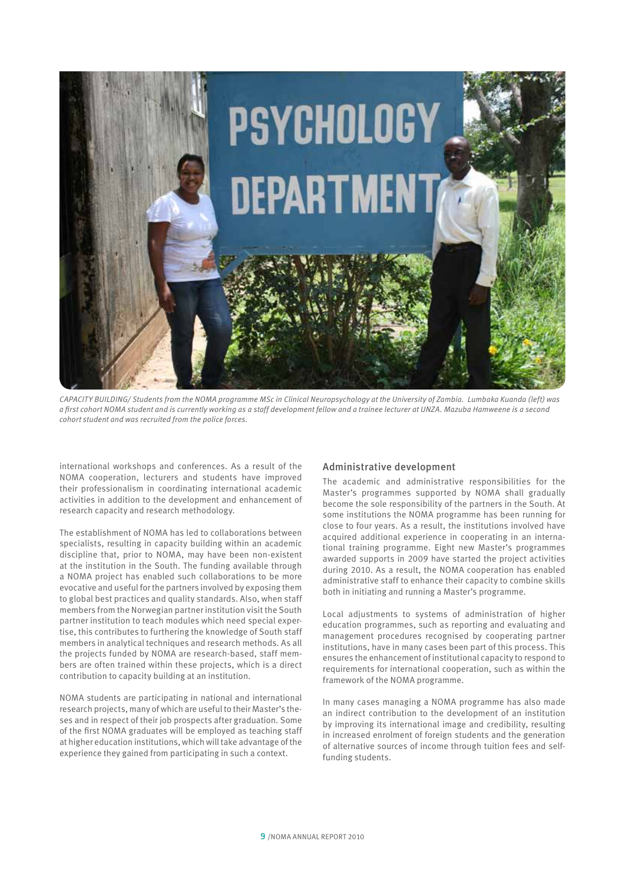*CAPACITY BUILDING/ Students from the NOMA programme MSc in Clinical Neuropsychology at the University of Zambia. Lumbaka Kuanda (left) was a first cohort NOMA student and is currently working as a staff development fellow and a trainee lecturer at UNZA. Mazuba Hamweene is a second cohort student and was recruited from the police forces.*

international workshops and conferences. As a result of the NOMA cooperation, lecturers and students have improved their professionalism in coordinating international academic activities in addition to the development and enhancement of research capacity and research methodology.

The establishment of NOMA has led to collaborations between specialists, resulting in capacity building within an academic discipline that, prior to NOMA, may have been non-existent at the institution in the South. The funding available through a NOMA project has enabled such collaborations to be more evocative and useful for the partners involved by exposing them to global best practices and quality standards. Also, when staff members from the Norwegian partner institution visit the South partner institution to teach modules which need special expertise, this contributes to furthering the knowledge of South staff members in analytical techniques and research methods. As all the projects funded by NOMA are research-based, staff members are often trained within these projects, which is a direct contribution to capacity building at an institution.

NOMA students are participating in national and international research projects, many of which are useful to their Master's theses and in respect of their job prospects after graduation. Some of the first NOMA graduates will be employed as teaching staff at higher education institutions, which will take advantage of the experience they gained from participating in such a context.

### Administrative development

The academic and administrative responsibilities for the Master's programmes supported by NOMA shall gradually become the sole responsibility of the partners in the South. At some institutions the NOMA programme has been running for close to four years. As a result, the institutions involved have acquired additional experience in cooperating in an international training programme. Eight new Master's programmes awarded supports in 2009 have started the project activities during 2010. As a result, the NOMA cooperation has enabled administrative staff to enhance their capacity to combine skills both in initiating and running a Master's programme.

Local adjustments to systems of administration of higher education programmes, such as reporting and evaluating and management procedures recognised by cooperating partner institutions, have in many cases been part of this process. This ensures the enhancement of institutional capacity to respond to requirements for international cooperation, such as within the framework of the NOMA programme.

In many cases managing a NOMA programme has also made an indirect contribution to the development of an institution by improving its international image and credibility, resulting in increased enrolment of foreign students and the generation of alternative sources of income through tuition fees and self-funding students.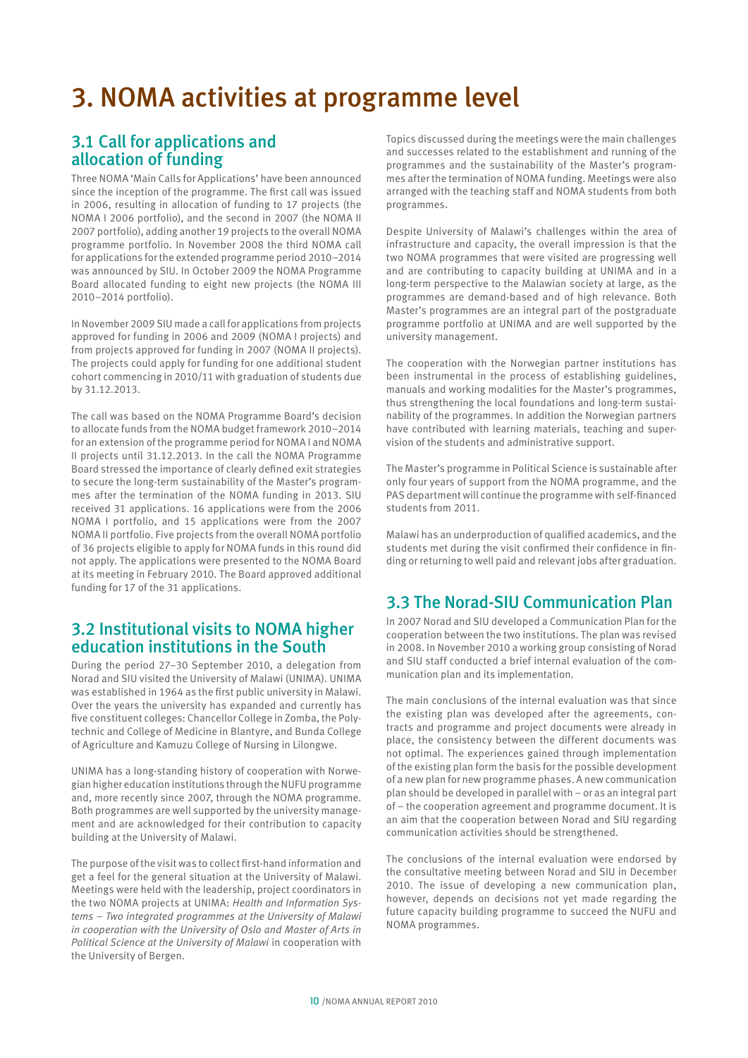# 3. NOMA activities at programme level

## 3.1 Call for applications and allocation of funding

Three NOMA 'Main Calls for Applications' have been announced since the inception of the programme. The first call was issued in 2006, resulting in allocation of funding to 17 projects (the NOMA I 2006 portfolio), and the second in 2007 (the NOMA II 2007 portfolio), adding another 19 projects to the overall NOMA programme portfolio. In November 2008 the third NOMA call for applications for the extended programme period 2010–2014 was announced by SIU. In October 2009 the NOMA Programme Board allocated funding to eight new projects (the NOMA III 2010–2014 portfolio).

In November 2009 SIU made a call for applications from projects approved for funding in 2006 and 2009 (NOMA I projects) and from projects approved for funding in 2007 (NOMA II projects). The projects could apply for funding for one additional student cohort commencing in 2010/11 with graduation of students due by 31.12.2013.

The call was based on the NOMA Programme Board's decision to allocate funds from the NOMA budget framework 2010–2014 for an extension of the programme period for NOMA I and NOMA II projects until 31.12.2013. In the call the NOMA Programme Board stressed the importance of clearly defined exit strategies to secure the long-term sustainability of the Master's programmes after the termination of the NOMA funding in 2013. SIU received 31 applications. 16 applications were from the 2006 NOMA I portfolio, and 15 applications were from the 2007 NOMA II portfolio. Five projects from the overall NOMA portfolio of 36 projects eligible to apply for NOMA funds in this round did not apply. The applications were presented to the NOMA Board at its meeting in February 2010. The Board approved additional funding for 17 of the 31 applications.

## 3.2 Institutional visits to NOMA higher education institutions in the South

During the period 27–30 September 2010, a delegation from Norad and SIU visited the University of Malawi (UNIMA). UNIMA was established in 1964 as the first public university in Malawi. Over the years the university has expanded and currently has five constituent colleges: Chancellor College in Zomba, the Polytechnic and College of Medicine in Blantyre, and Bunda College of Agriculture and Kamuzu College of Nursing in Lilongwe.

UNIMA has a long-standing history of cooperation with Norwegian higher education institutions through the NUFU programme and, more recently since 2007, through the NOMA programme. Both programmes are well supported by the university management and are acknowledged for their contribution to capacity building at the University of Malawi.

The purpose of the visit was to collect first-hand information and get a feel for the general situation at the University of Malawi. Meetings were held with the leadership, project coordinators in the two NOMA projects at UNIMA: *Health and Information Systems – Two integrated programmes at the University of Malawi in cooperation with the University of Oslo and Master of Arts in Political Science at the University of Malawi* in cooperation with the University of Bergen.

Topics discussed during the meetings were the main challenges and successes related to the establishment and running of the programmes and the sustainability of the Master's programmes after the termination of NOMA funding. Meetings were also arranged with the teaching staff and NOMA students from both programmes.

Despite University of Malawi's challenges within the area of infrastructure and capacity, the overall impression is that the two NOMA programmes that were visited are progressing well and are contributing to capacity building at UNIMA and in a long-term perspective to the Malawian society at large, as the programmes are demand-based and of high relevance. Both Master's programmes are an integral part of the postgraduate programme portfolio at UNIMA and are well supported by the university management.

The cooperation with the Norwegian partner institutions has been instrumental in the process of establishing guidelines, manuals and working modalities for the Master's programmes, thus strengthening the local foundations and long-term sustainability of the programmes. In addition the Norwegian partners have contributed with learning materials, teaching and supervision of the students and administrative support.

The Master's programme in Political Science is sustainable after only four years of support from the NOMA programme, and the PAS department will continue the programme with self-financed students from 2011.

Malawi has an underproduction of qualified academics, and the students met during the visit confirmed their confidence in finding or returning to well paid and relevant jobs after graduation.

## 3.3 The Norad-SIU Communication Plan

In 2007 Norad and SIU developed a Communication Plan for the cooperation between the two institutions. The plan was revised in 2008. In November 2010 a working group consisting of Norad and SIU staff conducted a brief internal evaluation of the communication plan and its implementation.

The main conclusions of the internal evaluation was that since the existing plan was developed after the agreements, contracts and programme and project documents were already in place, the consistency between the different documents was not optimal. The experiences gained through implementation of the existing plan form the basis for the possible development of a new plan for new programme phases. A new communication plan should be developed in parallel with – or as an integral part of – the cooperation agreement and programme document. It is an aim that the cooperation between Norad and SIU regarding communication activities should be strengthened.

The conclusions of the internal evaluation were endorsed by the consultative meeting between Norad and SIU in December 2010. The issue of developing a new communication plan, however, depends on decisions not yet made regarding the future capacity building programme to succeed the NUFU and NOMA programmes.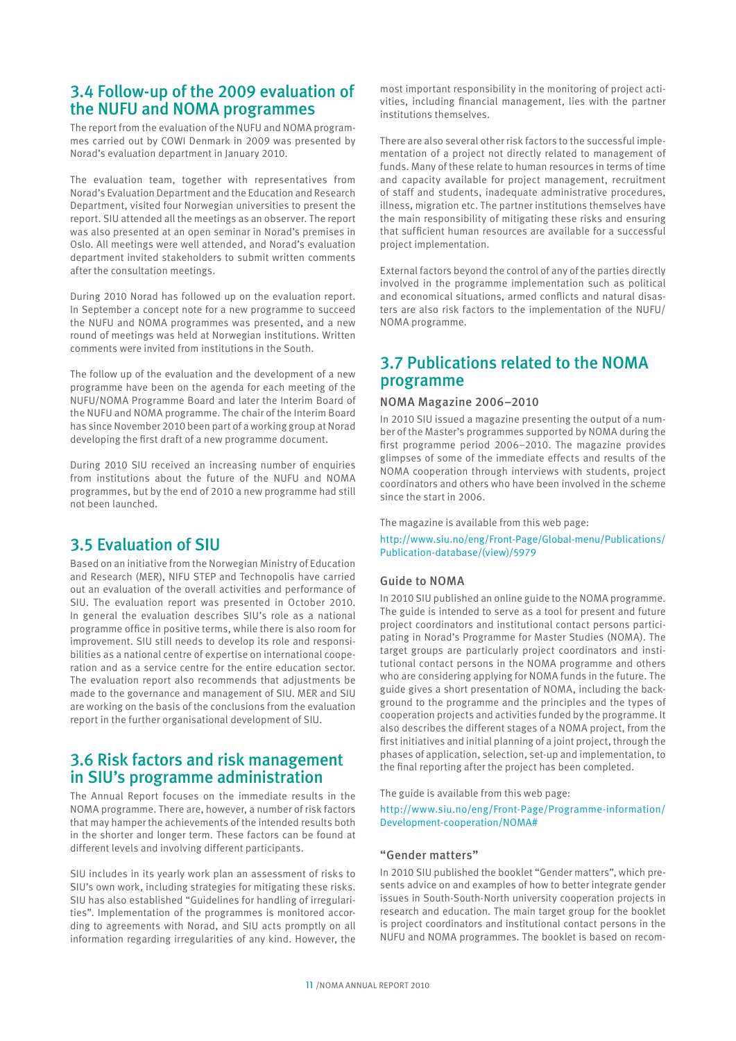## 3.4 Follow-up of the 2009 evaluation of the NUFU and NOMA programmes

The report from the evaluation of the NUFU and NOMA programmes carried out by COWI Denmark in 2009 was presented by Norad's evaluation department in January 2010.

The evaluation team, together with representatives from Norad's Evaluation Department and the Education and Research Department, visited four Norwegian universities to present the report. SIU attended all the meetings as an observer. The report was also presented at an open seminar in Norad's premises in Oslo. All meetings were well attended, and Norad's evaluation department invited stakeholders to submit written comments after the consultation meetings.

During 2010 Norad has followed up on the evaluation report. In September a concept note for a new programme to succeed the NUFU and NOMA programmes was presented, and a new round of meetings was held at Norwegian institutions. Written comments were invited from institutions in the South.

The follow up of the evaluation and the development of a new programme have been on the agenda for each meeting of the NUFU/NOMA Programme Board and later the Interim Board of the NUFU and NOMA programme. The chair of the Interim Board has since November 2010 been part of a working group at Norad developing the first draft of a new programme document.

During 2010 SIU received an increasing number of enquiries from institutions about the future of the NUFU and NOMA programmes, but by the end of 2010 a new programme had still not been launched.

## 3.5 Evaluation of SIU

Based on an initiative from the Norwegian Ministry of Education and Research (MER), NIFU STEP and Technopolis have carried out an evaluation of the overall activities and performance of SIU. The evaluation report was presented in October 2010. In general the evaluation describes SIU's role as a national programme office in positive terms, while there is also room for improvement. SIU still needs to develop its role and responsibilities as a national centre of expertise on international cooperation and as a service centre for the entire education sector. The evaluation report also recommends that adjustments be made to the governance and management of SIU. MER and SIU are working on the basis of the conclusions from the evaluation report in the further organisational development of SIU.

## 3.6 Risk factors and risk management in SIU's programme administration

The Annual Report focuses on the immediate results in the NOMA programme. There are, however, a number of risk factors that may hamper the achievements of the intended results both in the shorter and longer term. These factors can be found at different levels and involving different participants.

SIU includes in its yearly work plan an assessment of risks to SIU's own work, including strategies for mitigating these risks. SIU has also established "Guidelines for handling of irregularities". Implementation of the programmes is monitored according to agreements with Norad, and SIU acts promptly on all information regarding irregularities of any kind. However, the most important responsibility in the monitoring of project activities, including financial management, lies with the partner institutions themselves.

There are also several other risk factors to the successful implementation of a project not directly related to management of funds. Many of these relate to human resources in terms of time and capacity available for project management, recruitment of staff and students, inadequate administrative procedures, illness, migration etc. The partner institutions themselves have the main responsibility of mitigating these risks and ensuring that sufficient human resources are available for a successful project implementation.

External factors beyond the control of any of the parties directly involved in the programme implementation such as political and economical situations, armed conflicts and natural disasters are also risk factors to the implementation of the NUFU/NOMA programme.

## 3.7 Publications related to the NOMA programme

### NOMA Magazine 2006–2010

In 2010 SIU issued a magazine presenting the output of a number of the Master's programmes supported by NOMA during the first programme period 2006–2010. The magazine provides glimpses of some of the immediate effects and results of the NOMA cooperation through interviews with students, project coordinators and others who have been involved in the scheme since the start in 2006.

The magazine is available from this web page:

http://www.siu.no/eng/Front-Page/Global-menu/Publications/Publication-database/(view)/5979

### Guide to NOMA

In 2010 SIU published an online guide to the NOMA programme. The guide is intended to serve as a tool for present and future project coordinators and institutional contact persons participating in Norad's Programme for Master Studies (NOMA). The target groups are particularly project coordinators and institutional contact persons in the NOMA programme and others who are considering applying for NOMA funds in the future. The guide gives a short presentation of NOMA, including the background to the programme and the principles and the types of cooperation projects and activities funded by the programme. It also describes the different stages of a NOMA project, from the first initiatives and initial planning of a joint project, through the phases of application, selection, set-up and implementation, to the final reporting after the project has been completed.

The guide is available from this web page:

http://www.siu.no/eng/Front-Page/Programme-information/Development-cooperation/NOMA#

### "Gender matters"

In 2010 SIU published the booklet "Gender matters", which presents advice on and examples of how to better integrate gender issues in South-South-North university cooperation projects in research and education. The main target group for the booklet is project coordinators and institutional contact persons in the NUFU and NOMA programmes. The booklet is based on recom-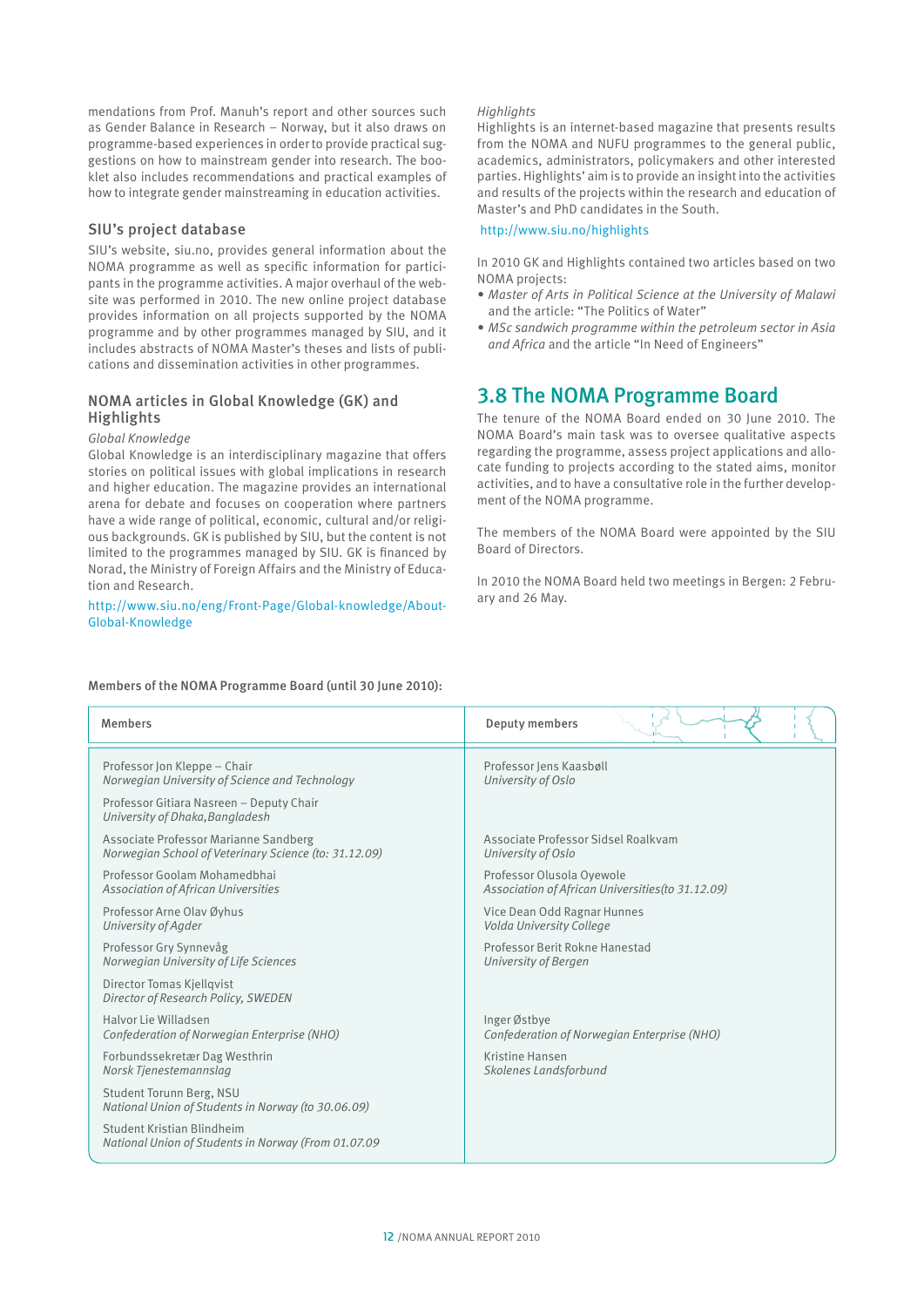mendations from Prof. Manuh's report and other sources such as Gender Balance in Research – Norway, but it also draws on programme-based experiences in order to provide practical suggestions on how to mainstream gender into research. The booklet also includes recommendations and practical examples of how to integrate gender mainstreaming in education activities.

### SIU's project database

SIU's website, siu.no, provides general information about the NOMA programme as well as specific information for participants in the programme activities. A major overhaul of the website was performed in 2010. The new online project database provides information on all projects supported by the NOMA programme and by other programmes managed by SIU, and it includes abstracts of NOMA Master's theses and lists of publications and dissemination activities in other programmes.

### NOMA articles in Global Knowledge (GK) and Highlights

*Global Knowledge*

Global Knowledge is an interdisciplinary magazine that offers stories on political issues with global implications in research and higher education. The magazine provides an international arena for debate and focuses on cooperation where partners have a wide range of political, economic, cultural and/or religious backgrounds. GK is published by SIU, but the content is not limited to the programmes managed by SIU. GK is financed by Norad, the Ministry of Foreign Affairs and the Ministry of Education and Research.

http://www.siu.no/eng/Front-Page/Global-knowledge/About-Global-Knowledge

*Highlights*

Highlights is an internet-based magazine that presents results from the NOMA and NUFU programmes to the general public, academics, administrators, policymakers and other interested parties. Highlights' aim is to provide an insight into the activities and results of the projects within the research and education of Master's and PhD candidates in the South.

http://www.siu.no/highlights

In 2010 GK and Highlights contained two articles based on two NOMA projects:

- *Master of Arts in Political Science at the University of Malawi* and the article: "The Politics of Water"
- *MSc sandwich programme within the petroleum sector in Asia and Africa* and the article "In Need of Engineers"

## 3.8 The NOMA Programme Board

The tenure of the NOMA Board ended on 30 June 2010. The NOMA Board's main task was to oversee qualitative aspects regarding the programme, assess project applications and allocate funding to projects according to the stated aims, monitor activities, and to have a consultative role in the further development of the NOMA programme.

The members of the NOMA Board were appointed by the SIU Board of Directors.

In 2010 the NOMA Board held two meetings in Bergen: 2 February and 26 May.

**Members of the NOMA Programme Board (until 30 June 2010):**

| Members | Deputy members |
|---|---|
| Professor Jon Kleppe – Chair<br>*Norwegian University of Science and Technology* | Professor Jens Kaasbøll<br>*University of Oslo* |
| Professor Gitiara Nasreen – Deputy Chair<br>*University of Dhaka,Bangladesh* | |
| Associate Professor Marianne Sandberg<br>*Norwegian School of Veterinary Science (to: 31.12.09)* | Associate Professor Sidsel Roalkvam<br>*University of Oslo* |
| Professor Goolam Mohamedbhai<br>*Association of African Universities* | Professor Olusola Oyewole<br>*Association of African Universities(to 31.12.09)* |
| Professor Arne Olav Øyhus<br>*University of Agder* | Vice Dean Odd Ragnar Hunnes<br>*Volda University College* |
| Professor Gry Synnevåg<br>*Norwegian University of Life Sciences* | Professor Berit Rokne Hanestad<br>*University of Bergen* |
| Director Tomas Kjellqvist<br>*Director of Research Policy, SWEDEN* | |
| Halvor Lie Willadsen<br>*Confederation of Norwegian Enterprise (NHO)* | Inger Østbye<br>*Confederation of Norwegian Enterprise (NHO)* |
| Forbundssekretær Dag Westhrin<br>*Norsk Tjenestemannslag* | Kristine Hansen<br>*Skolenes Landsforbund* |
| Student Torunn Berg, NSU<br>*National Union of Students in Norway (to 30.06.09)* | |
| Student Kristian Blindheim<br>*National Union of Students in Norway (From 01.07.09* | |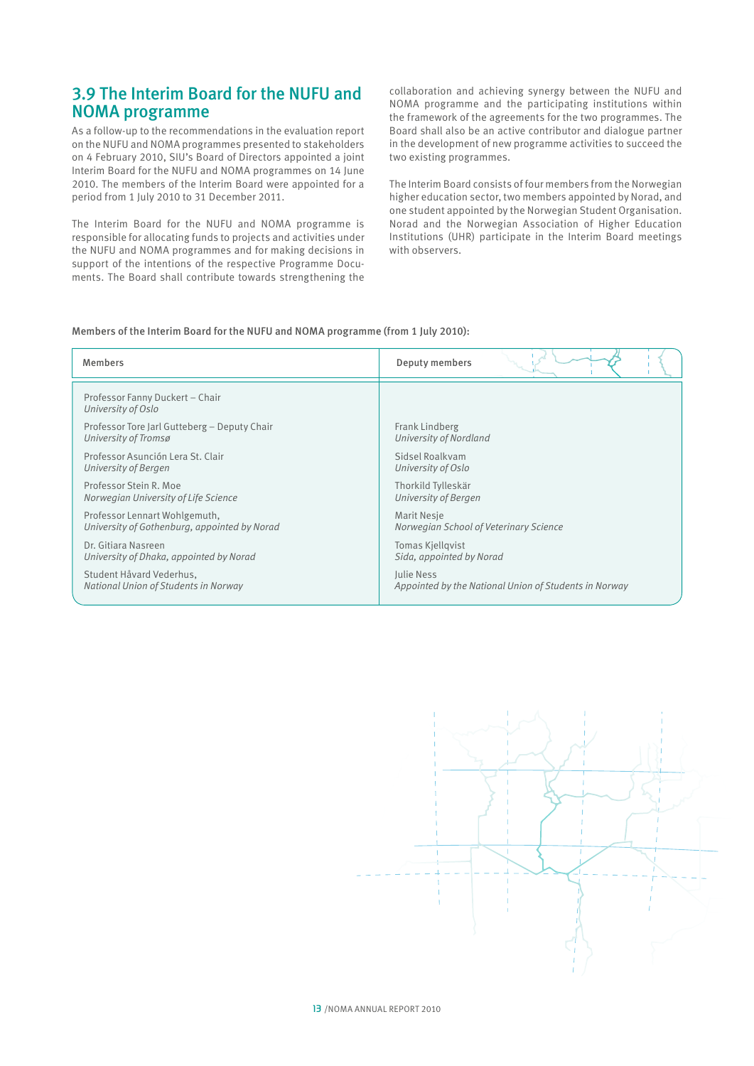## 3.9 The Interim Board for the NUFU and NOMA programme

As a follow-up to the recommendations in the evaluation report on the NUFU and NOMA programmes presented to stakeholders on 4 February 2010, SIU's Board of Directors appointed a joint Interim Board for the NUFU and NOMA programmes on 14 June 2010. The members of the Interim Board were appointed for a period from 1 July 2010 to 31 December 2011.

The Interim Board for the NUFU and NOMA programme is responsible for allocating funds to projects and activities under the NUFU and NOMA programmes and for making decisions in support of the intentions of the respective Programme Documents. The Board shall contribute towards strengthening the collaboration and achieving synergy between the NUFU and NOMA programme and the participating institutions within the framework of the agreements for the two programmes. The Board shall also be an active contributor and dialogue partner in the development of new programme activities to succeed the two existing programmes.

The Interim Board consists of four members from the Norwegian higher education sector, two members appointed by Norad, and one student appointed by the Norwegian Student Organisation. Norad and the Norwegian Association of Higher Education Institutions (UHR) participate in the Interim Board meetings with observers.

Members of the Interim Board for the NUFU and NOMA programme (from 1 July 2010):

| Members | Deputy members |
|---|---|
| Professor Fanny Duckert – Chair<br>*University of Oslo* | |
| Professor Tore Jarl Gutteberg – Deputy Chair<br>*University of Tromsø* | Frank Lindberg<br>*University of Nordland* |
| Professor Asunción Lera St. Clair<br>*University of Bergen* | Sidsel Roalkvam<br>*University of Oslo* |
| Professor Stein R. Moe<br>*Norwegian University of Life Science* | Thorkild Tylleskär<br>*University of Bergen* |
| Professor Lennart Wohlgemuth,<br>*University of Gothenburg, appointed by Norad* | Marit Nesje<br>*Norwegian School of Veterinary Science* |
| Dr. Gitiara Nasreen<br>*University of Dhaka, appointed by Norad* | Tomas Kjellqvist<br>*Sida, appointed by Norad* |
| Student Håvard Vederhus,<br>*National Union of Students in Norway* | Julie Ness<br>*Appointed by the National Union of Students in Norway* |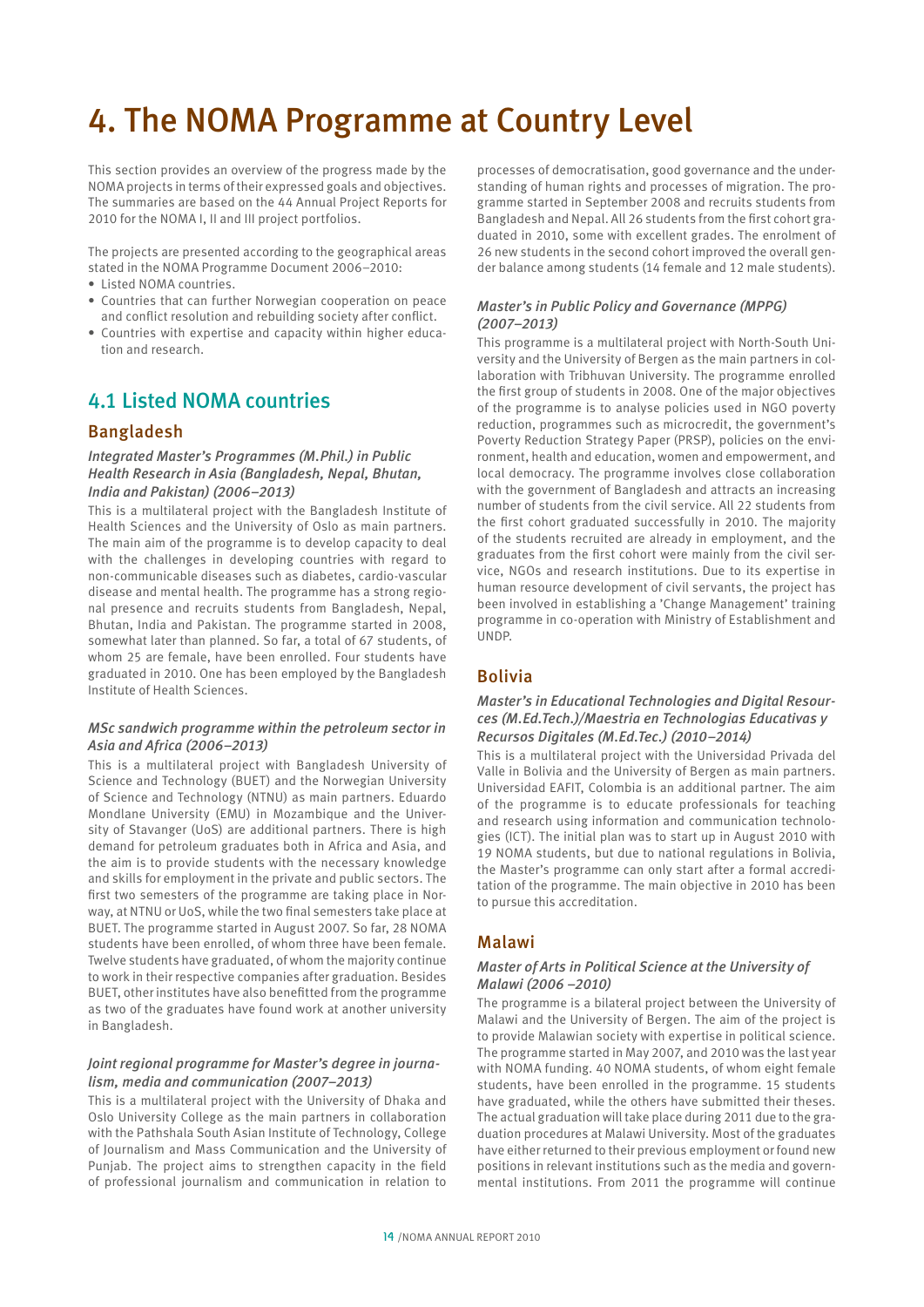# 4. The NOMA Programme at Country Level

This section provides an overview of the progress made by the NOMA projects in terms of their expressed goals and objectives. The summaries are based on the 44 Annual Project Reports for 2010 for the NOMA I, II and III project portfolios.

The projects are presented according to the geographical areas stated in the NOMA Programme Document 2006–2010:

- Listed NOMA countries.
- Countries that can further Norwegian cooperation on peace and conflict resolution and rebuilding society after conflict.
- Countries with expertise and capacity within higher education and research.

## 4.1 Listed NOMA countries

### Bangladesh

#### *Integrated Master's Programmes (M.Phil.) in Public Health Research in Asia (Bangladesh, Nepal, Bhutan, India and Pakistan) (2006–2013)*

This is a multilateral project with the Bangladesh Institute of Health Sciences and the University of Oslo as main partners. The main aim of the programme is to develop capacity to deal with the challenges in developing countries with regard to non-communicable diseases such as diabetes, cardio-vascular disease and mental health. The programme has a strong regional presence and recruits students from Bangladesh, Nepal, Bhutan, India and Pakistan. The programme started in 2008, somewhat later than planned. So far, a total of 67 students, of whom 25 are female, have been enrolled. Four students have graduated in 2010. One has been employed by the Bangladesh Institute of Health Sciences.

#### *MSc sandwich programme within the petroleum sector in Asia and Africa (2006–2013)*

This is a multilateral project with Bangladesh University of Science and Technology (BUET) and the Norwegian University of Science and Technology (NTNU) as main partners. Eduardo Mondlane University (EMU) in Mozambique and the University of Stavanger (UoS) are additional partners. There is high demand for petroleum graduates both in Africa and Asia, and the aim is to provide students with the necessary knowledge and skills for employment in the private and public sectors. The first two semesters of the programme are taking place in Norway, at NTNU or UoS, while the two final semesters take place at BUET. The programme started in August 2007. So far, 28 NOMA students have been enrolled, of whom three have been female. Twelve students have graduated, of whom the majority continue to work in their respective companies after graduation. Besides BUET, other institutes have also benefitted from the programme as two of the graduates have found work at another university in Bangladesh.

#### *Joint regional programme for Master's degree in journalism, media and communication (2007–2013)*

This is a multilateral project with the University of Dhaka and Oslo University College as the main partners in collaboration with the Pathshala South Asian Institute of Technology, College of Journalism and Mass Communication and the University of Punjab. The project aims to strengthen capacity in the field of professional journalism and communication in relation to processes of democratisation, good governance and the understanding of human rights and processes of migration. The programme started in September 2008 and recruits students from Bangladesh and Nepal. All 26 students from the first cohort graduated in 2010, some with excellent grades. The enrolment of 26 new students in the second cohort improved the overall gender balance among students (14 female and 12 male students).

#### *Master's in Public Policy and Governance (MPPG) (2007–2013)*

This programme is a multilateral project with North-South University and the University of Bergen as the main partners in collaboration with Tribhuvan University. The programme enrolled the first group of students in 2008. One of the major objectives of the programme is to analyse policies used in NGO poverty reduction, programmes such as microcredit, the government's Poverty Reduction Strategy Paper (PRSP), policies on the environment, health and education, women and empowerment, and local democracy. The programme involves close collaboration with the government of Bangladesh and attracts an increasing number of students from the civil service. All 22 students from the first cohort graduated successfully in 2010. The majority of the students recruited are already in employment, and the graduates from the first cohort were mainly from the civil service, NGOs and research institutions. Due to its expertise in human resource development of civil servants, the project has been involved in establishing a 'Change Management' training programme in co-operation with Ministry of Establishment and UNDP.

### Bolivia

#### *Master's in Educational Technologies and Digital Resources (M.Ed.Tech.)/Maestria en Technologias Educativas y Recursos Digitales (M.Ed.Tec.) (2010–2014)*

This is a multilateral project with the Universidad Privada del Valle in Bolivia and the University of Bergen as main partners. Universidad EAFIT, Colombia is an additional partner. The aim of the programme is to educate professionals for teaching and research using information and communication technologies (ICT). The initial plan was to start up in August 2010 with 19 NOMA students, but due to national regulations in Bolivia, the Master's programme can only start after a formal accreditation of the programme. The main objective in 2010 has been to pursue this accreditation.

### Malawi

#### *Master of Arts in Political Science at the University of Malawi (2006 –2010)*

The programme is a bilateral project between the University of Malawi and the University of Bergen. The aim of the project is to provide Malawian society with expertise in political science. The programme started in May 2007, and 2010 was the last year with NOMA funding. 40 NOMA students, of whom eight female students, have been enrolled in the programme. 15 students have graduated, while the others have submitted their theses. The actual graduation will take place during 2011 due to the graduation procedures at Malawi University. Most of the graduates have either returned to their previous employment or found new positions in relevant institutions such as the media and governmental institutions. From 2011 the programme will continue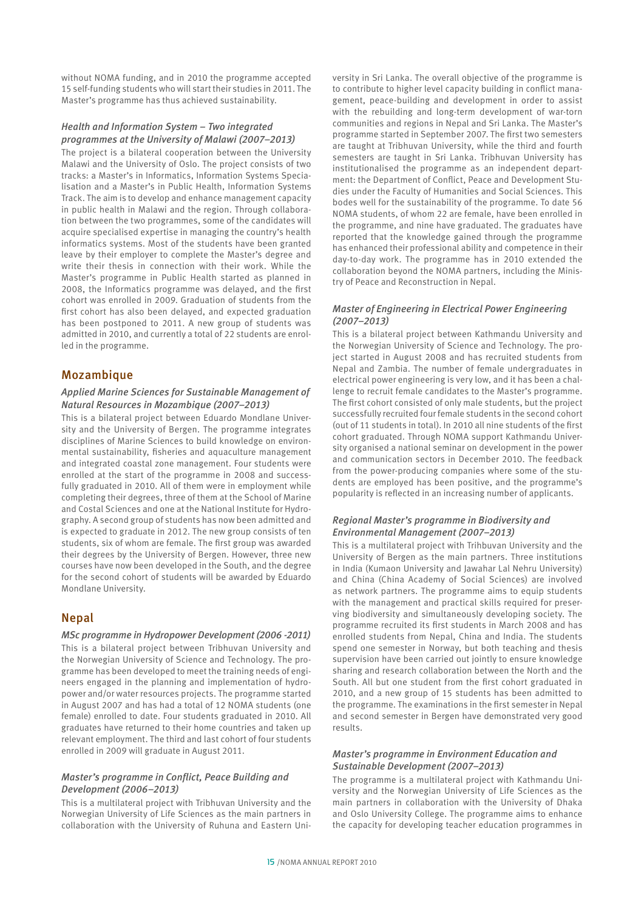without NOMA funding, and in 2010 the programme accepted 15 self-funding students who will start their studies in 2011. The Master's programme has thus achieved sustainability.

### *Health and Information System – Two integrated programmes at the University of Malawi (2007–2013)*

The project is a bilateral cooperation between the University Malawi and the University of Oslo. The project consists of two tracks: a Master's in Informatics, Information Systems Specialisation and a Master's in Public Health, Information Systems Track. The aim is to develop and enhance management capacity in public health in Malawi and the region. Through collaboration between the two programmes, some of the candidates will acquire specialised expertise in managing the country's health informatics systems. Most of the students have been granted leave by their employer to complete the Master's degree and write their thesis in connection with their work. While the Master's programme in Public Health started as planned in 2008, the Informatics programme was delayed, and the first cohort was enrolled in 2009. Graduation of students from the first cohort has also been delayed, and expected graduation has been postponed to 2011. A new group of students was admitted in 2010, and currently a total of 22 students are enrolled in the programme.

## Mozambique

### *Applied Marine Sciences for Sustainable Management of Natural Resources in Mozambique (2007–2013)*

This is a bilateral project between Eduardo Mondlane University and the University of Bergen. The programme integrates disciplines of Marine Sciences to build knowledge on environmental sustainability, fisheries and aquaculture management and integrated coastal zone management. Four students were enrolled at the start of the programme in 2008 and successfully graduated in 2010. All of them were in employment while completing their degrees, three of them at the School of Marine and Costal Sciences and one at the National Institute for Hydrography. A second group of students has now been admitted and is expected to graduate in 2012. The new group consists of ten students, six of whom are female. The first group was awarded their degrees by the University of Bergen. However, three new courses have now been developed in the South, and the degree for the second cohort of students will be awarded by Eduardo Mondlane University.

## Nepal

### *MSc programme in Hydropower Development (2006 -2011)*

This is a bilateral project between Tribhuvan University and the Norwegian University of Science and Technology. The programme has been developed to meet the training needs of engineers engaged in the planning and implementation of hydropower and/or water resources projects. The programme started in August 2007 and has had a total of 12 NOMA students (one female) enrolled to date. Four students graduated in 2010. All graduates have returned to their home countries and taken up relevant employment. The third and last cohort of four students enrolled in 2009 will graduate in August 2011.

### *Master's programme in Conflict, Peace Building and Development (2006–2013)*

This is a multilateral project with Tribhuvan University and the Norwegian University of Life Sciences as the main partners in collaboration with the University of Ruhuna and Eastern University in Sri Lanka. The overall objective of the programme is to contribute to higher level capacity building in conflict management, peace-building and development in order to assist with the rebuilding and long-term development of war-torn communities and regions in Nepal and Sri Lanka. The Master's programme started in September 2007. The first two semesters are taught at Tribhuvan University, while the third and fourth semesters are taught in Sri Lanka. Tribhuvan University has institutionalised the programme as an independent department: the Department of Conflict, Peace and Development Studies under the Faculty of Humanities and Social Sciences. This bodes well for the sustainability of the programme. To date 56 NOMA students, of whom 22 are female, have been enrolled in the programme, and nine have graduated. The graduates have reported that the knowledge gained through the programme has enhanced their professional ability and competence in their day-to-day work. The programme has in 2010 extended the collaboration beyond the NOMA partners, including the Ministry of Peace and Reconstruction in Nepal.

### *Master of Engineering in Electrical Power Engineering (2007–2013)*

This is a bilateral project between Kathmandu University and the Norwegian University of Science and Technology. The project started in August 2008 and has recruited students from Nepal and Zambia. The number of female undergraduates in electrical power engineering is very low, and it has been a challenge to recruit female candidates to the Master's programme. The first cohort consisted of only male students, but the project successfully recruited four female students in the second cohort (out of 11 students in total). In 2010 all nine students of the first cohort graduated. Through NOMA support Kathmandu University organised a national seminar on development in the power and communication sectors in December 2010. The feedback from the power-producing companies where some of the students are employed has been positive, and the programme's popularity is reflected in an increasing number of applicants.

### *Regional Master's programme in Biodiversity and Environmental Management (2007–2013)*

This is a multilateral project with Trihbuvan University and the University of Bergen as the main partners. Three institutions in India (Kumaon University and Jawahar Lal Nehru University) and China (China Academy of Social Sciences) are involved as network partners. The programme aims to equip students with the management and practical skills required for preserving biodiversity and simultaneously developing society. The programme recruited its first students in March 2008 and has enrolled students from Nepal, China and India. The students spend one semester in Norway, but both teaching and thesis supervision have been carried out jointly to ensure knowledge sharing and research collaboration between the North and the South. All but one student from the first cohort graduated in 2010, and a new group of 15 students has been admitted to the programme. The examinations in the first semester in Nepal and second semester in Bergen have demonstrated very good results.

### *Master's programme in Environment Education and Sustainable Development (2007–2013)*

The programme is a multilateral project with Kathmandu University and the Norwegian University of Life Sciences as the main partners in collaboration with the University of Dhaka and Oslo University College. The programme aims to enhance the capacity for developing teacher education programmes in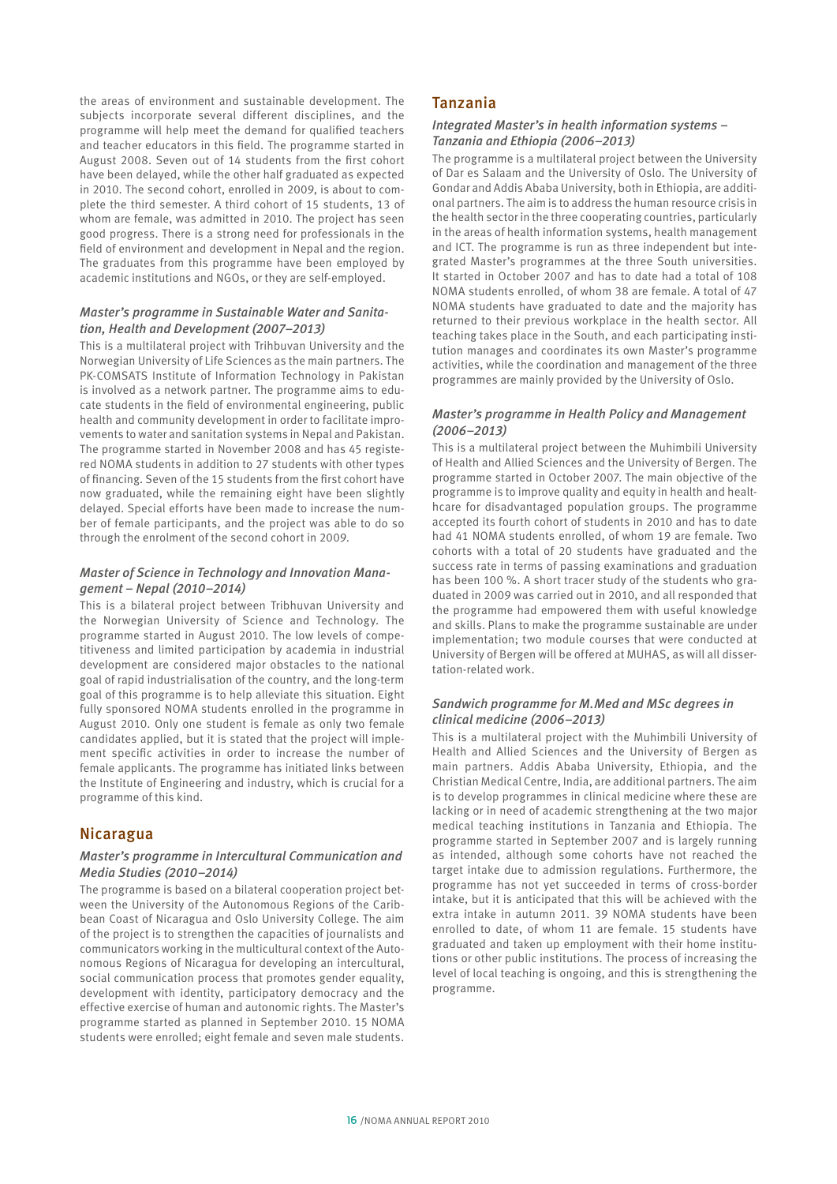the areas of environment and sustainable development. The subjects incorporate several different disciplines, and the programme will help meet the demand for qualified teachers and teacher educators in this field. The programme started in August 2008. Seven out of 14 students from the first cohort have been delayed, while the other half graduated as expected in 2010. The second cohort, enrolled in 2009, is about to complete the third semester. A third cohort of 15 students, 13 of whom are female, was admitted in 2010. The project has seen good progress. There is a strong need for professionals in the field of environment and development in Nepal and the region. The graduates from this programme have been employed by academic institutions and NGOs, or they are self-employed.

### *Master's programme in Sustainable Water and Sanitation, Health and Development (2007–2013)*

This is a multilateral project with Trihbuvan University and the Norwegian University of Life Sciences as the main partners. The PK-COMSATS Institute of Information Technology in Pakistan is involved as a network partner. The programme aims to educate students in the field of environmental engineering, public health and community development in order to facilitate improvements to water and sanitation systems in Nepal and Pakistan. The programme started in November 2008 and has 45 registered NOMA students in addition to 27 students with other types of financing. Seven of the 15 students from the first cohort have now graduated, while the remaining eight have been slightly delayed. Special efforts have been made to increase the number of female participants, and the project was able to do so through the enrolment of the second cohort in 2009.

### *Master of Science in Technology and Innovation Management – Nepal (2010–2014)*

This is a bilateral project between Tribhuvan University and the Norwegian University of Science and Technology. The programme started in August 2010. The low levels of competitiveness and limited participation by academia in industrial development are considered major obstacles to the national goal of rapid industrialisation of the country, and the long-term goal of this programme is to help alleviate this situation. Eight fully sponsored NOMA students enrolled in the programme in August 2010. Only one student is female as only two female candidates applied, but it is stated that the project will implement specific activities in order to increase the number of female applicants. The programme has initiated links between the Institute of Engineering and industry, which is crucial for a programme of this kind.

## Nicaragua

### *Master's programme in Intercultural Communication and Media Studies (2010–2014)*

The programme is based on a bilateral cooperation project between the University of the Autonomous Regions of the Caribbean Coast of Nicaragua and Oslo University College. The aim of the project is to strengthen the capacities of journalists and communicators working in the multicultural context of the Autonomous Regions of Nicaragua for developing an intercultural, social communication process that promotes gender equality, development with identity, participatory democracy and the effective exercise of human and autonomic rights. The Master's programme started as planned in September 2010. 15 NOMA students were enrolled; eight female and seven male students.

## Tanzania

### *Integrated Master's in health information systems – Tanzania and Ethiopia (2006–2013)*

The programme is a multilateral project between the University of Dar es Salaam and the University of Oslo. The University of Gondar and Addis Ababa University, both in Ethiopia, are additional partners. The aim is to address the human resource crisis in the health sector in the three cooperating countries, particularly in the areas of health information systems, health management and ICT. The programme is run as three independent but integrated Master's programmes at the three South universities. It started in October 2007 and has to date had a total of 108 NOMA students enrolled, of whom 38 are female. A total of 47 NOMA students have graduated to date and the majority has returned to their previous workplace in the health sector. All teaching takes place in the South, and each participating institution manages and coordinates its own Master's programme activities, while the coordination and management of the three programmes are mainly provided by the University of Oslo.

### *Master's programme in Health Policy and Management (2006–2013)*

This is a multilateral project between the Muhimbili University of Health and Allied Sciences and the University of Bergen. The programme started in October 2007. The main objective of the programme is to improve quality and equity in health and healthcare for disadvantaged population groups. The programme accepted its fourth cohort of students in 2010 and has to date had 41 NOMA students enrolled, of whom 19 are female. Two cohorts with a total of 20 students have graduated and the success rate in terms of passing examinations and graduation has been 100 %. A short tracer study of the students who graduated in 2009 was carried out in 2010, and all responded that the programme had empowered them with useful knowledge and skills. Plans to make the programme sustainable are under implementation; two module courses that were conducted at University of Bergen will be offered at MUHAS, as will all dissertation-related work.

### *Sandwich programme for M.Med and MSc degrees in clinical medicine (2006–2013)*

This is a multilateral project with the Muhimbili University of Health and Allied Sciences and the University of Bergen as main partners. Addis Ababa University, Ethiopia, and the Christian Medical Centre, India, are additional partners. The aim is to develop programmes in clinical medicine where these are lacking or in need of academic strengthening at the two major medical teaching institutions in Tanzania and Ethiopia. The programme started in September 2007 and is largely running as intended, although some cohorts have not reached the target intake due to admission regulations. Furthermore, the programme has not yet succeeded in terms of cross-border intake, but it is anticipated that this will be achieved with the extra intake in autumn 2011. 39 NOMA students have been enrolled to date, of whom 11 are female. 15 students have graduated and taken up employment with their home institutions or other public institutions. The process of increasing the level of local teaching is ongoing, and this is strengthening the programme.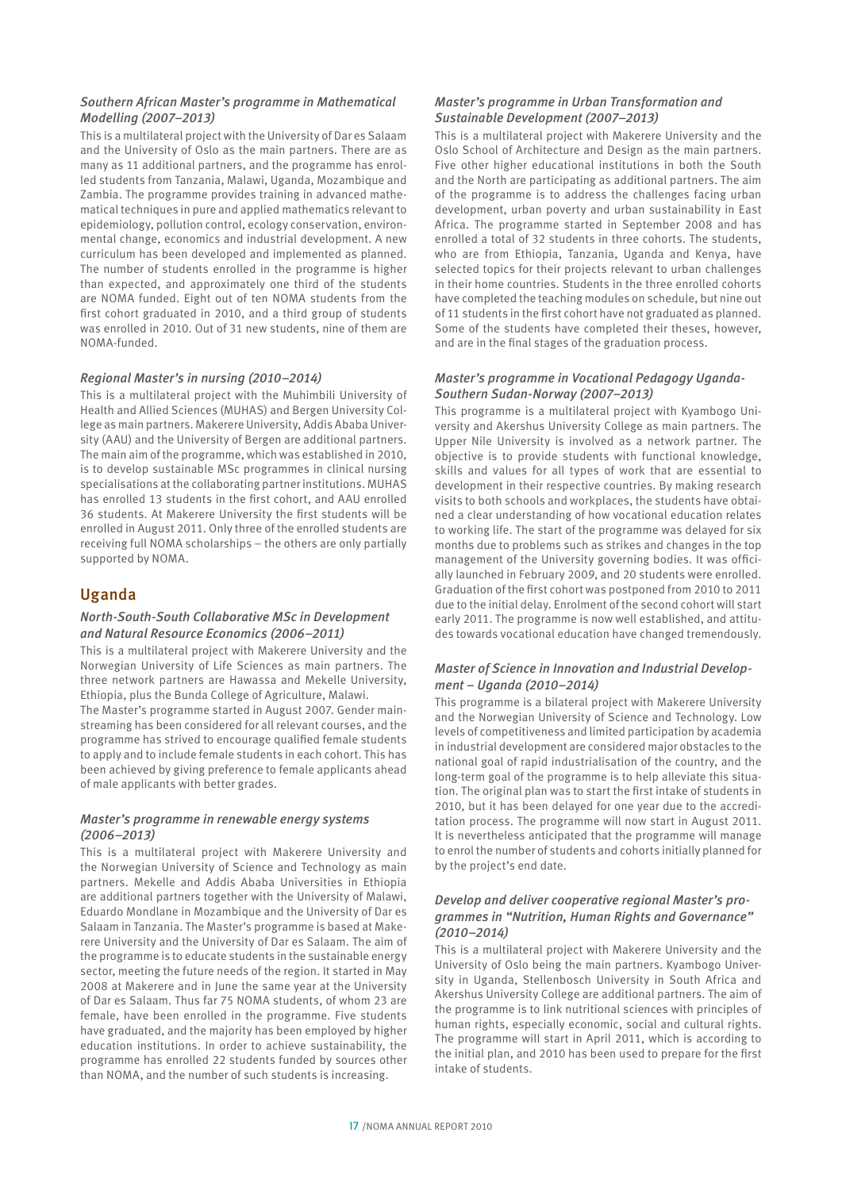### *Southern African Master's programme in Mathematical Modelling (2007–2013)*

This is a multilateral project with the University of Dar es Salaam and the University of Oslo as the main partners. There are as many as 11 additional partners, and the programme has enrolled students from Tanzania, Malawi, Uganda, Mozambique and Zambia. The programme provides training in advanced mathematical techniques in pure and applied mathematics relevant to epidemiology, pollution control, ecology conservation, environmental change, economics and industrial development. A new curriculum has been developed and implemented as planned. The number of students enrolled in the programme is higher than expected, and approximately one third of the students are NOMA funded. Eight out of ten NOMA students from the first cohort graduated in 2010, and a third group of students was enrolled in 2010. Out of 31 new students, nine of them are NOMA-funded.

### *Regional Master's in nursing (2010–2014)*

This is a multilateral project with the Muhimbili University of Health and Allied Sciences (MUHAS) and Bergen University College as main partners. Makerere University, Addis Ababa University (AAU) and the University of Bergen are additional partners. The main aim of the programme, which was established in 2010, is to develop sustainable MSc programmes in clinical nursing specialisations at the collaborating partner institutions. MUHAS has enrolled 13 students in the first cohort, and AAU enrolled 36 students. At Makerere University the first students will be enrolled in August 2011. Only three of the enrolled students are receiving full NOMA scholarships – the others are only partially supported by NOMA.

## Uganda

### *North-South-South Collaborative MSc in Development and Natural Resource Economics (2006–2011)*

This is a multilateral project with Makerere University and the Norwegian University of Life Sciences as main partners. The three network partners are Hawassa and Mekelle University, Ethiopia, plus the Bunda College of Agriculture, Malawi.

The Master's programme started in August 2007. Gender mainstreaming has been considered for all relevant courses, and the programme has strived to encourage qualified female students to apply and to include female students in each cohort. This has been achieved by giving preference to female applicants ahead of male applicants with better grades.

### *Master's programme in renewable energy systems (2006–2013)*

This is a multilateral project with Makerere University and the Norwegian University of Science and Technology as main partners. Mekelle and Addis Ababa Universities in Ethiopia are additional partners together with the University of Malawi, Eduardo Mondlane in Mozambique and the University of Dar es Salaam in Tanzania. The Master's programme is based at Makerere University and the University of Dar es Salaam. The aim of the programme is to educate students in the sustainable energy sector, meeting the future needs of the region. It started in May 2008 at Makerere and in June the same year at the University of Dar es Salaam. Thus far 75 NOMA students, of whom 23 are female, have been enrolled in the programme. Five students have graduated, and the majority has been employed by higher education institutions. In order to achieve sustainability, the programme has enrolled 22 students funded by sources other than NOMA, and the number of such students is increasing.

### *Master's programme in Urban Transformation and Sustainable Development (2007–2013)*

This is a multilateral project with Makerere University and the Oslo School of Architecture and Design as the main partners. Five other higher educational institutions in both the South and the North are participating as additional partners. The aim of the programme is to address the challenges facing urban development, urban poverty and urban sustainability in East Africa. The programme started in September 2008 and has enrolled a total of 32 students in three cohorts. The students, who are from Ethiopia, Tanzania, Uganda and Kenya, have selected topics for their projects relevant to urban challenges in their home countries. Students in the three enrolled cohorts have completed the teaching modules on schedule, but nine out of 11 students in the first cohort have not graduated as planned. Some of the students have completed their theses, however, and are in the final stages of the graduation process.

### *Master's programme in Vocational Pedagogy Uganda-Southern Sudan-Norway (2007–2013)*

This programme is a multilateral project with Kyambogo University and Akershus University College as main partners. The Upper Nile University is involved as a network partner. The objective is to provide students with functional knowledge, skills and values for all types of work that are essential to development in their respective countries. By making research visits to both schools and workplaces, the students have obtained a clear understanding of how vocational education relates to working life. The start of the programme was delayed for six months due to problems such as strikes and changes in the top management of the University governing bodies. It was officially launched in February 2009, and 20 students were enrolled. Graduation of the first cohort was postponed from 2010 to 2011 due to the initial delay. Enrolment of the second cohort will start early 2011. The programme is now well established, and attitudes towards vocational education have changed tremendously.

### *Master of Science in Innovation and Industrial Development – Uganda (2010–2014)*

This programme is a bilateral project with Makerere University and the Norwegian University of Science and Technology. Low levels of competitiveness and limited participation by academia in industrial development are considered major obstacles to the national goal of rapid industrialisation of the country, and the long-term goal of the programme is to help alleviate this situation. The original plan was to start the first intake of students in 2010, but it has been delayed for one year due to the accreditation process. The programme will now start in August 2011. It is nevertheless anticipated that the programme will manage to enrol the number of students and cohorts initially planned for by the project's end date.

### *Develop and deliver cooperative regional Master's programmes in "Nutrition, Human Rights and Governance" (2010–2014)*

This is a multilateral project with Makerere University and the University of Oslo being the main partners. Kyambogo University in Uganda, Stellenbosch University in South Africa and Akershus University College are additional partners. The aim of the programme is to link nutritional sciences with principles of human rights, especially economic, social and cultural rights. The programme will start in April 2011, which is according to the initial plan, and 2010 has been used to prepare for the first intake of students.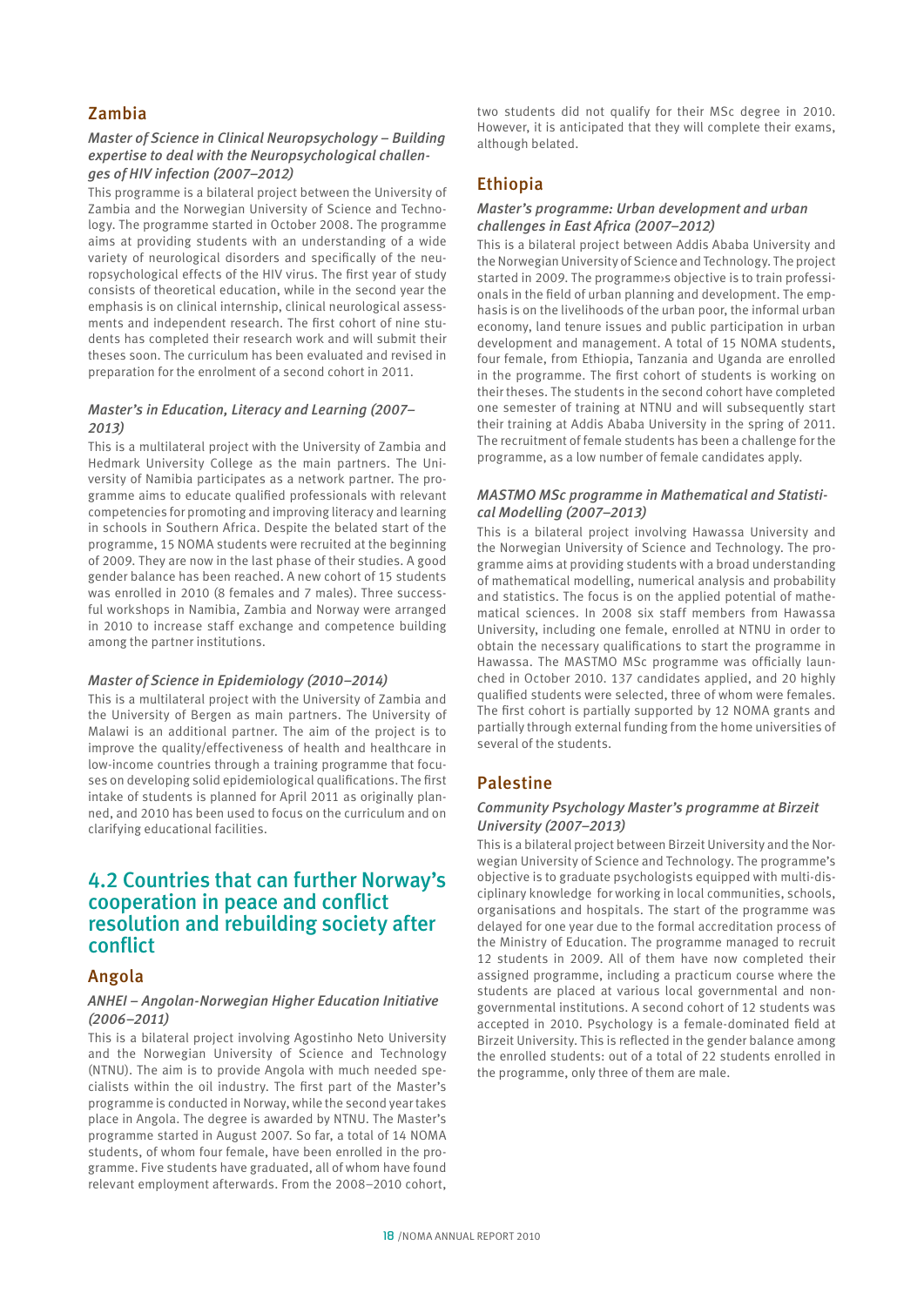## Zambia

### *Master of Science in Clinical Neuropsychology – Building expertise to deal with the Neuropsychological challenges of HIV infection (2007–2012)*

This programme is a bilateral project between the University of Zambia and the Norwegian University of Science and Technology. The programme started in October 2008. The programme aims at providing students with an understanding of a wide variety of neurological disorders and specifically of the neuropsychological effects of the HIV virus. The first year of study consists of theoretical education, while in the second year the emphasis is on clinical internship, clinical neurological assessments and independent research. The first cohort of nine students has completed their research work and will submit their theses soon. The curriculum has been evaluated and revised in preparation for the enrolment of a second cohort in 2011.

### *Master's in Education, Literacy and Learning (2007–2013)*

This is a multilateral project with the University of Zambia and Hedmark University College as the main partners. The University of Namibia participates as a network partner. The programme aims to educate qualified professionals with relevant competencies for promoting and improving literacy and learning in schools in Southern Africa. Despite the belated start of the programme, 15 NOMA students were recruited at the beginning of 2009. They are now in the last phase of their studies. A good gender balance has been reached. A new cohort of 15 students was enrolled in 2010 (8 females and 7 males). Three successful workshops in Namibia, Zambia and Norway were arranged in 2010 to increase staff exchange and competence building among the partner institutions.

### *Master of Science in Epidemiology (2010–2014)*

This is a multilateral project with the University of Zambia and the University of Bergen as main partners. The University of Malawi is an additional partner. The aim of the project is to improve the quality/effectiveness of health and healthcare in low-income countries through a training programme that focuses on developing solid epidemiological qualifications. The first intake of students is planned for April 2011 as originally planned, and 2010 has been used to focus on the curriculum and on clarifying educational facilities.

# 4.2 Countries that can further Norway's cooperation in peace and conflict resolution and rebuilding society after conflict

## Angola

### *ANHEI – Angolan-Norwegian Higher Education Initiative (2006–2011)*

This is a bilateral project involving Agostinho Neto University and the Norwegian University of Science and Technology (NTNU). The aim is to provide Angola with much needed specialists within the oil industry. The first part of the Master's programme is conducted in Norway, while the second year takes place in Angola. The degree is awarded by NTNU. The Master's programme started in August 2007. So far, a total of 14 NOMA students, of whom four female, have been enrolled in the programme. Five students have graduated, all of whom have found relevant employment afterwards. From the 2008–2010 cohort, two students did not qualify for their MSc degree in 2010. However, it is anticipated that they will complete their exams, although belated.

## Ethiopia

### *Master's programme: Urban development and urban challenges in East Africa (2007–2012)*

This is a bilateral project between Addis Ababa University and the Norwegian University of Science and Technology. The project started in 2009. The programme›s objective is to train professionals in the field of urban planning and development. The emphasis is on the livelihoods of the urban poor, the informal urban economy, land tenure issues and public participation in urban development and management. A total of 15 NOMA students, four female, from Ethiopia, Tanzania and Uganda are enrolled in the programme. The first cohort of students is working on their theses. The students in the second cohort have completed one semester of training at NTNU and will subsequently start their training at Addis Ababa University in the spring of 2011. The recruitment of female students has been a challenge for the programme, as a low number of female candidates apply.

### *MASTMO MSc programme in Mathematical and Statistical Modelling (2007–2013)*

This is a bilateral project involving Hawassa University and the Norwegian University of Science and Technology. The programme aims at providing students with a broad understanding of mathematical modelling, numerical analysis and probability and statistics. The focus is on the applied potential of mathematical sciences. In 2008 six staff members from Hawassa University, including one female, enrolled at NTNU in order to obtain the necessary qualifications to start the programme in Hawassa. The MASTMO MSc programme was officially launched in October 2010. 137 candidates applied, and 20 highly qualified students were selected, three of whom were females. The first cohort is partially supported by 12 NOMA grants and partially through external funding from the home universities of several of the students.

## Palestine

### *Community Psychology Master's programme at Birzeit University (2007–2013)*

This is a bilateral project between Birzeit University and the Norwegian University of Science and Technology. The programme's objective is to graduate psychologists equipped with multi-disciplinary knowledge for working in local communities, schools, organisations and hospitals. The start of the programme was delayed for one year due to the formal accreditation process of the Ministry of Education. The programme managed to recruit 12 students in 2009. All of them have now completed their assigned programme, including a practicum course where the students are placed at various local governmental and non-governmental institutions. A second cohort of 12 students was accepted in 2010. Psychology is a female-dominated field at Birzeit University. This is reflected in the gender balance among the enrolled students: out of a total of 22 students enrolled in the programme, only three of them are male.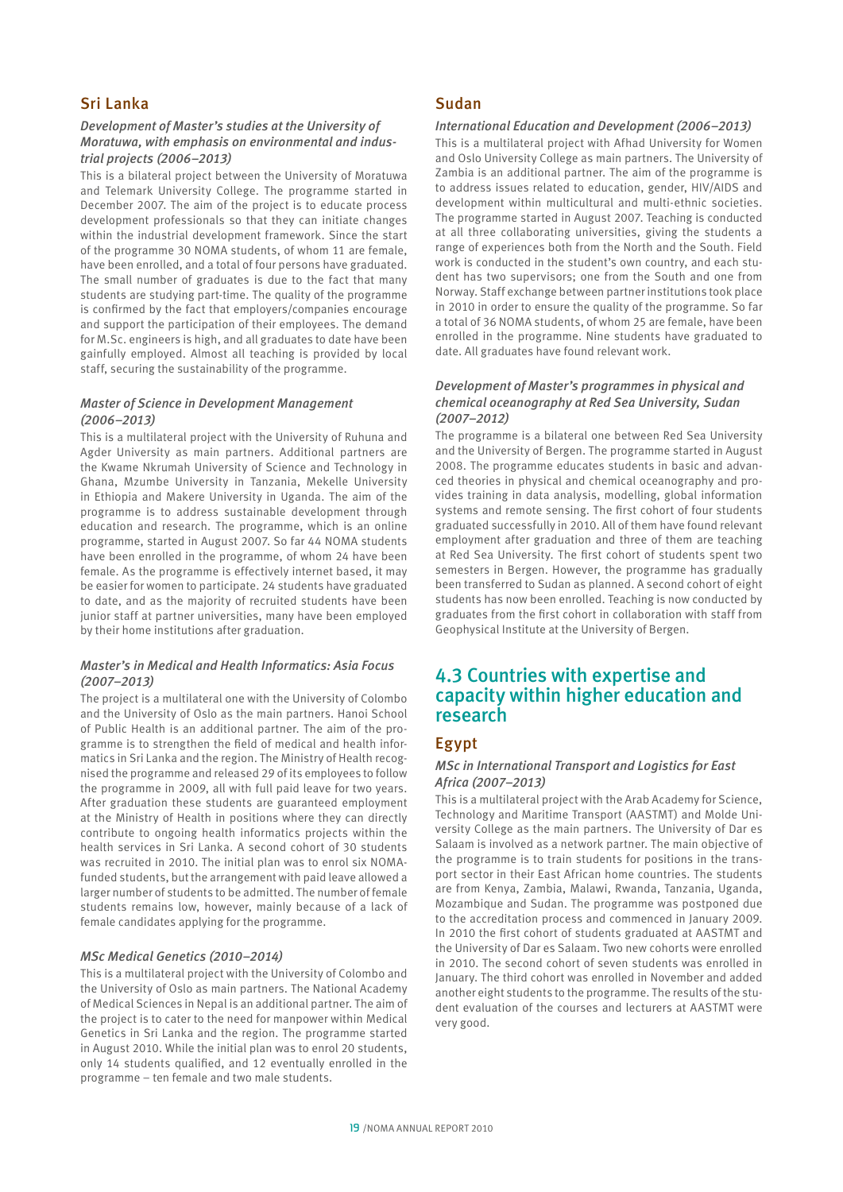## Sri Lanka

### *Development of Master's studies at the University of Moratuwa, with emphasis on environmental and industrial projects (2006–2013)*

This is a bilateral project between the University of Moratuwa and Telemark University College. The programme started in December 2007. The aim of the project is to educate process development professionals so that they can initiate changes within the industrial development framework. Since the start of the programme 30 NOMA students, of whom 11 are female, have been enrolled, and a total of four persons have graduated. The small number of graduates is due to the fact that many students are studying part-time. The quality of the programme is confirmed by the fact that employers/companies encourage and support the participation of their employees. The demand for M.Sc. engineers is high, and all graduates to date have been gainfully employed. Almost all teaching is provided by local staff, securing the sustainability of the programme.

### *Master of Science in Development Management (2006–2013)*

This is a multilateral project with the University of Ruhuna and Agder University as main partners. Additional partners are the Kwame Nkrumah University of Science and Technology in Ghana, Mzumbe University in Tanzania, Mekelle University in Ethiopia and Makere University in Uganda. The aim of the programme is to address sustainable development through education and research. The programme, which is an online programme, started in August 2007. So far 44 NOMA students have been enrolled in the programme, of whom 24 have been female. As the programme is effectively internet based, it may be easier for women to participate. 24 students have graduated to date, and as the majority of recruited students have been junior staff at partner universities, many have been employed by their home institutions after graduation.

### *Master's in Medical and Health Informatics: Asia Focus (2007–2013)*

The project is a multilateral one with the University of Colombo and the University of Oslo as the main partners. Hanoi School of Public Health is an additional partner. The aim of the programme is to strengthen the field of medical and health informatics in Sri Lanka and the region. The Ministry of Health recognised the programme and released 29 of its employees to follow the programme in 2009, all with full paid leave for two years. After graduation these students are guaranteed employment at the Ministry of Health in positions where they can directly contribute to ongoing health informatics projects within the health services in Sri Lanka. A second cohort of 30 students was recruited in 2010. The initial plan was to enrol six NOMA-funded students, but the arrangement with paid leave allowed a larger number of students to be admitted. The number of female students remains low, however, mainly because of a lack of female candidates applying for the programme.

### *MSc Medical Genetics (2010–2014)*

This is a multilateral project with the University of Colombo and the University of Oslo as main partners. The National Academy of Medical Sciences in Nepal is an additional partner. The aim of the project is to cater to the need for manpower within Medical Genetics in Sri Lanka and the region. The programme started in August 2010. While the initial plan was to enrol 20 students, only 14 students qualified, and 12 eventually enrolled in the programme – ten female and two male students.

## Sudan

### *International Education and Development (2006–2013)*

This is a multilateral project with Afhad University for Women and Oslo University College as main partners. The University of Zambia is an additional partner. The aim of the programme is to address issues related to education, gender, HIV/AIDS and development within multicultural and multi-ethnic societies. The programme started in August 2007. Teaching is conducted at all three collaborating universities, giving the students a range of experiences both from the North and the South. Field work is conducted in the student's own country, and each student has two supervisors; one from the South and one from Norway. Staff exchange between partner institutions took place in 2010 in order to ensure the quality of the programme. So far a total of 36 NOMA students, of whom 25 are female, have been enrolled in the programme. Nine students have graduated to date. All graduates have found relevant work.

### *Development of Master's programmes in physical and chemical oceanography at Red Sea University, Sudan (2007–2012)*

The programme is a bilateral one between Red Sea University and the University of Bergen. The programme started in August 2008. The programme educates students in basic and advanced theories in physical and chemical oceanography and provides training in data analysis, modelling, global information systems and remote sensing. The first cohort of four students graduated successfully in 2010. All of them have found relevant employment after graduation and three of them are teaching at Red Sea University. The first cohort of students spent two semesters in Bergen. However, the programme has gradually been transferred to Sudan as planned. A second cohort of eight students has now been enrolled. Teaching is now conducted by graduates from the first cohort in collaboration with staff from Geophysical Institute at the University of Bergen.

# 4.3 Countries with expertise and capacity within higher education and research

## Egypt

### *MSc in International Transport and Logistics for East Africa (2007–2013)*

This is a multilateral project with the Arab Academy for Science, Technology and Maritime Transport (AASTMT) and Molde University College as the main partners. The University of Dar es Salaam is involved as a network partner. The main objective of the programme is to train students for positions in the transport sector in their East African home countries. The students are from Kenya, Zambia, Malawi, Rwanda, Tanzania, Uganda, Mozambique and Sudan. The programme was postponed due to the accreditation process and commenced in January 2009. In 2010 the first cohort of students graduated at AASTMT and the University of Dar es Salaam. Two new cohorts were enrolled in 2010. The second cohort of seven students was enrolled in January. The third cohort was enrolled in November and added another eight students to the programme. The results of the student evaluation of the courses and lecturers at AASTMT were very good.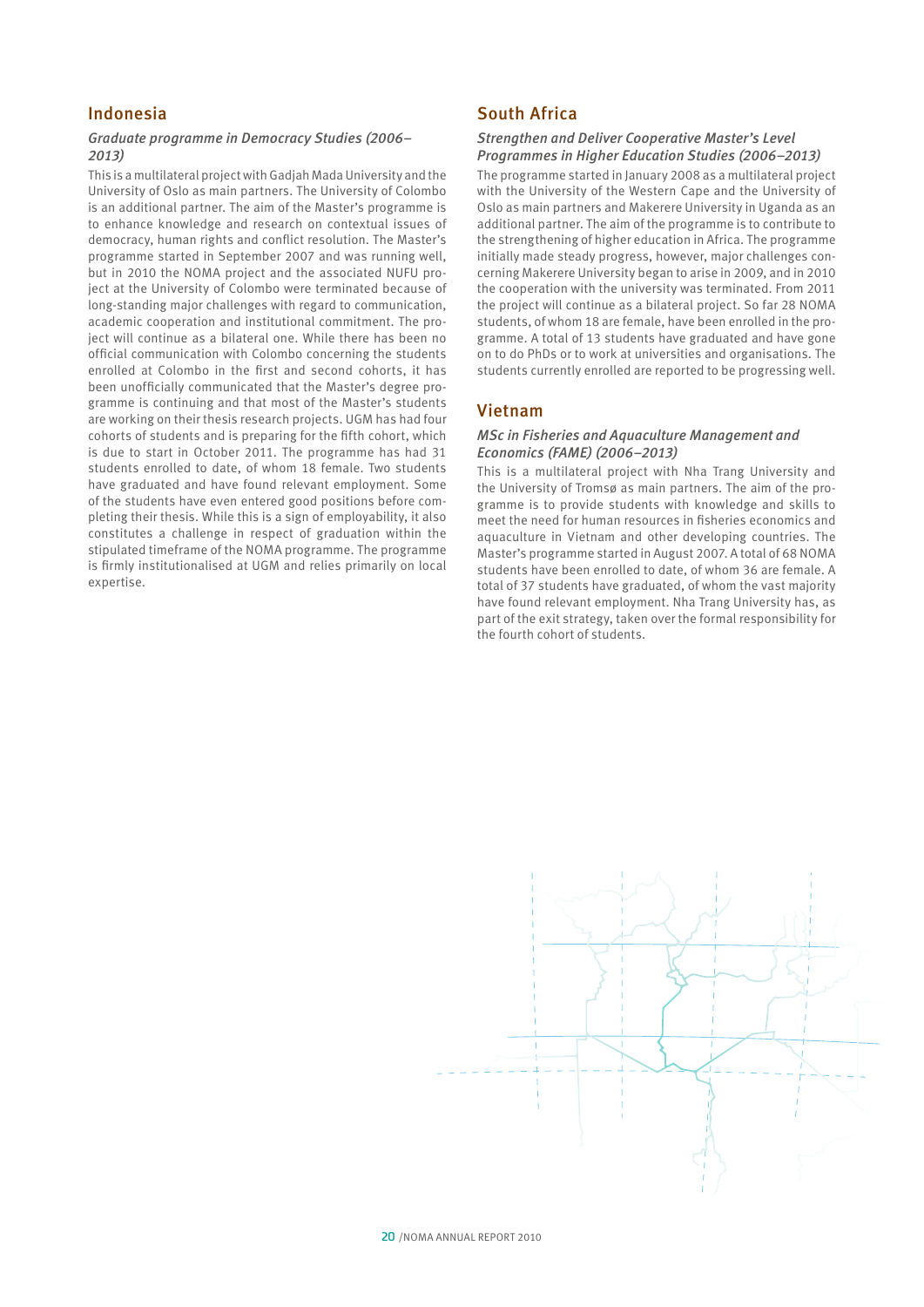## Indonesia

### *Graduate programme in Democracy Studies (2006–2013)*

This is a multilateral project with Gadjah Mada University and the University of Oslo as main partners. The University of Colombo is an additional partner. The aim of the Master's programme is to enhance knowledge and research on contextual issues of democracy, human rights and conflict resolution. The Master's programme started in September 2007 and was running well, but in 2010 the NOMA project and the associated NUFU project at the University of Colombo were terminated because of long-standing major challenges with regard to communication, academic cooperation and institutional commitment. The project will continue as a bilateral one. While there has been no official communication with Colombo concerning the students enrolled at Colombo in the first and second cohorts, it has been unofficially communicated that the Master's degree programme is continuing and that most of the Master's students are working on their thesis research projects. UGM has had four cohorts of students and is preparing for the fifth cohort, which is due to start in October 2011. The programme has had 31 students enrolled to date, of whom 18 female. Two students have graduated and have found relevant employment. Some of the students have even entered good positions before completing their thesis. While this is a sign of employability, it also constitutes a challenge in respect of graduation within the stipulated timeframe of the NOMA programme. The programme is firmly institutionalised at UGM and relies primarily on local expertise.

## South Africa

### *Strengthen and Deliver Cooperative Master's Level Programmes in Higher Education Studies (2006–2013)*

The programme started in January 2008 as a multilateral project with the University of the Western Cape and the University of Oslo as main partners and Makerere University in Uganda as an additional partner. The aim of the programme is to contribute to the strengthening of higher education in Africa. The programme initially made steady progress, however, major challenges concerning Makerere University began to arise in 2009, and in 2010 the cooperation with the university was terminated. From 2011 the project will continue as a bilateral project. So far 28 NOMA students, of whom 18 are female, have been enrolled in the programme. A total of 13 students have graduated and have gone on to do PhDs or to work at universities and organisations. The students currently enrolled are reported to be progressing well.

## Vietnam

### *MSc in Fisheries and Aquaculture Management and Economics (FAME) (2006–2013)*

This is a multilateral project with Nha Trang University and the University of Tromsø as main partners. The aim of the programme is to provide students with knowledge and skills to meet the need for human resources in fisheries economics and aquaculture in Vietnam and other developing countries. The Master's programme started in August 2007. A total of 68 NOMA students have been enrolled to date, of whom 36 are female. A total of 37 students have graduated, of whom the vast majority have found relevant employment. Nha Trang University has, as part of the exit strategy, taken over the formal responsibility for the fourth cohort of students.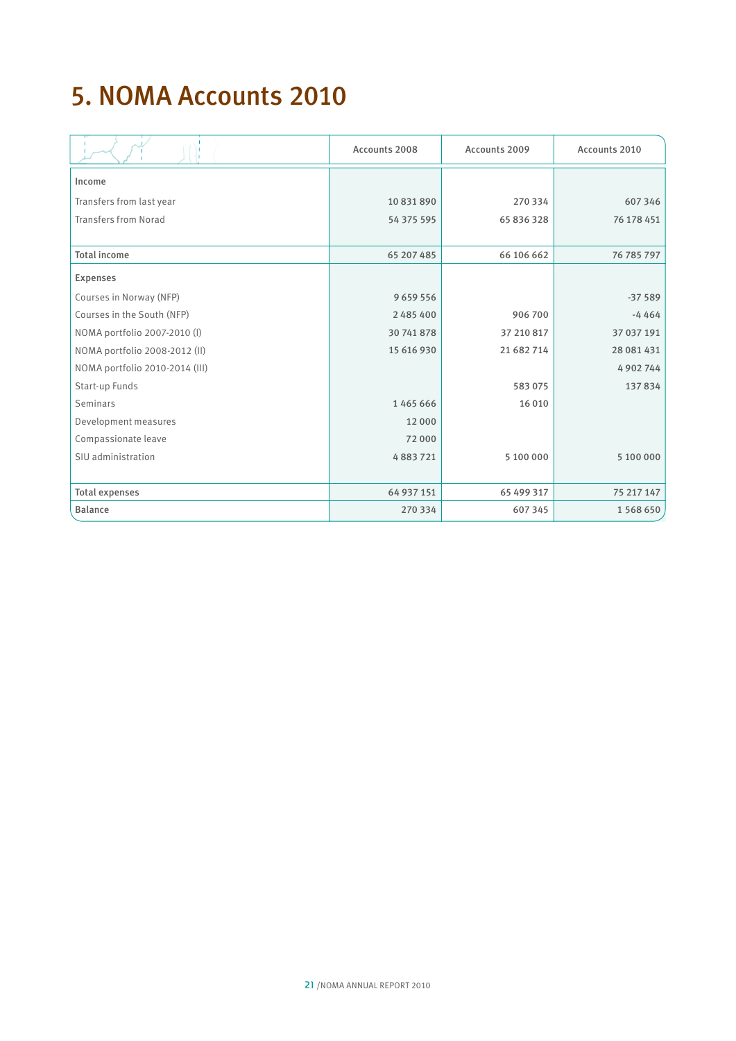# 5. NOMA Accounts 2010

| | Accounts 2008 | Accounts 2009 | Accounts 2010 |
|---|---|---|---|
| Income | | | |
| Transfers from last year | 10 831 890 | 270 334 | 607 346 |
| Transfers from Norad | 54 375 595 | 65 836 328 | 76 178 451 |
| **Total income** | 65 207 485 | 66 106 662 | 76 785 797 |
| Expenses | | | |
| Courses in Norway (NFP) | 9 659 556 | | -37 589 |
| Courses in the South (NFP) | 2 485 400 | 906 700 | -4 464 |
| NOMA portfolio 2007-2010 (I) | 30 741 878 | 37 210 817 | 37 037 191 |
| NOMA portfolio 2008-2012 (II) | 15 616 930 | 21 682 714 | 28 081 431 |
| NOMA portfolio 2010-2014 (III) | | | 4 902 744 |
| Start-up Funds | | 583 075 | 137 834 |
| Seminars | 1 465 666 | 16 010 | |
| Development measures | 12 000 | | |
| Compassionate leave | 72 000 | | |
| SIU administration | 4 883 721 | 5 100 000 | 5 100 000 |
| **Total expenses** | 64 937 151 | 65 499 317 | 75 217 147 |
| **Balance** | 270 334 | 607 345 | 1 568 650 |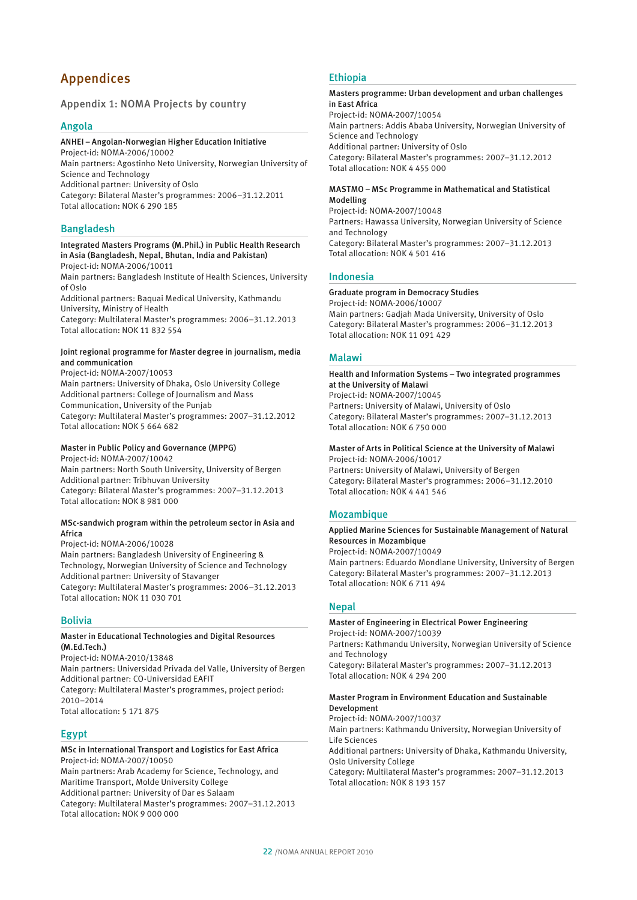# Appendices

## Appendix 1: NOMA Projects by country

### Angola

**ANHEI – Angolan-Norwegian Higher Education Initiative**
Project-id: NOMA-2006/10002
Main partners: Agostinho Neto University, Norwegian University of Science and Technology
Additional partner: University of Oslo
Category: Bilateral Master's programmes: 2006–31.12.2011
Total allocation: NOK 6 290 185

### Bangladesh

**Integrated Masters Programs (M.Phil.) in Public Health Research in Asia (Bangladesh, Nepal, Bhutan, India and Pakistan)**
Project-id: NOMA-2006/10011
Main partners: Bangladesh Institute of Health Sciences, University of Oslo
Additional partners: Baquai Medical University, Kathmandu University, Ministry of Health
Category: Multilateral Master's programmes: 2006–31.12.2013
Total allocation: NOK 11 832 554

**Joint regional programme for Master degree in journalism, media and communication**
Project-id: NOMA-2007/10053
Main partners: University of Dhaka, Oslo University College
Additional partners: College of Journalism and Mass Communication, University of the Punjab
Category: Multilateral Master's programmes: 2007–31.12.2012
Total allocation: NOK 5 664 682

**Master in Public Policy and Governance (MPPG)**
Project-id: NOMA-2007/10042
Main partners: North South University, University of Bergen
Additional partner: Tribhuvan University
Category: Bilateral Master's programmes: 2007–31.12.2013
Total allocation: NOK 8 981 000

**MSc-sandwich program within the petroleum sector in Asia and Africa**
Project-id: NOMA-2006/10028
Main partners: Bangladesh University of Engineering & Technology, Norwegian University of Science and Technology
Additional partner: University of Stavanger
Category: Multilateral Master's programmes: 2006–31.12.2013
Total allocation: NOK 11 030 701

### Bolivia

**Master in Educational Technologies and Digital Resources (M.Ed.Tech.)**
Project-id: NOMA-2010/13848
Main partners: Universidad Privada del Valle, University of Bergen
Additional partner: CO-Universidad EAFIT
Category: Multilateral Master's programmes, project period: 2010–2014
Total allocation: 5 171 875

### Egypt

**MSc in International Transport and Logistics for East Africa**
Project-id: NOMA-2007/10050
Main partners: Arab Academy for Science, Technology, and Maritime Transport, Molde University College
Additional partner: University of Dar es Salaam
Category: Multilateral Master's programmes: 2007–31.12.2013
Total allocation: NOK 9 000 000

### Ethiopia

**Masters programme: Urban development and urban challenges in East Africa**
Project-id: NOMA-2007/10054
Main partners: Addis Ababa University, Norwegian University of Science and Technology
Additional partner: University of Oslo
Category: Bilateral Master's programmes: 2007–31.12.2012
Total allocation: NOK 4 455 000

**MASTMO – MSc Programme in Mathematical and Statistical Modelling**
Project-id: NOMA-2007/10048
Partners: Hawassa University, Norwegian University of Science and Technology
Category: Bilateral Master's programmes: 2007–31.12.2013
Total allocation: NOK 4 501 416

### Indonesia

**Graduate program in Democracy Studies**
Project-id: NOMA-2006/10007
Main partners: Gadjah Mada University, University of Oslo
Category: Bilateral Master's programmes: 2006–31.12.2013
Total allocation: NOK 11 091 429

### Malawi

**Health and Information Systems – Two integrated programmes at the University of Malawi**
Project-id: NOMA-2007/10045
Partners: University of Malawi, University of Oslo
Category: Bilateral Master's programmes: 2007–31.12.2013
Total allocation: NOK 6 750 000

**Master of Arts in Political Science at the University of Malawi**
Project-id: NOMA-2006/10017
Partners: University of Malawi, University of Bergen
Category: Bilateral Master's programmes: 2006–31.12.2010
Total allocation: NOK 4 441 546

### Mozambique

**Applied Marine Sciences for Sustainable Management of Natural Resources in Mozambique**
Project-id: NOMA-2007/10049
Main partners: Eduardo Mondlane University, University of Bergen
Category: Bilateral Master's programmes: 2007–31.12.2013
Total allocation: NOK 6 711 494

### Nepal

**Master of Engineering in Electrical Power Engineering**
Project-id: NOMA-2007/10039
Partners: Kathmandu University, Norwegian University of Science and Technology
Category: Bilateral Master's programmes: 2007–31.12.2013
Total allocation: NOK 4 294 200

**Master Program in Environment Education and Sustainable Development**
Project-id: NOMA-2007/10037
Main partners: Kathmandu University, Norwegian University of Life Sciences
Additional partners: University of Dhaka, Kathmandu University, Oslo University College
Category: Multilateral Master's programmes: 2007–31.12.2013
Total allocation: NOK 8 193 157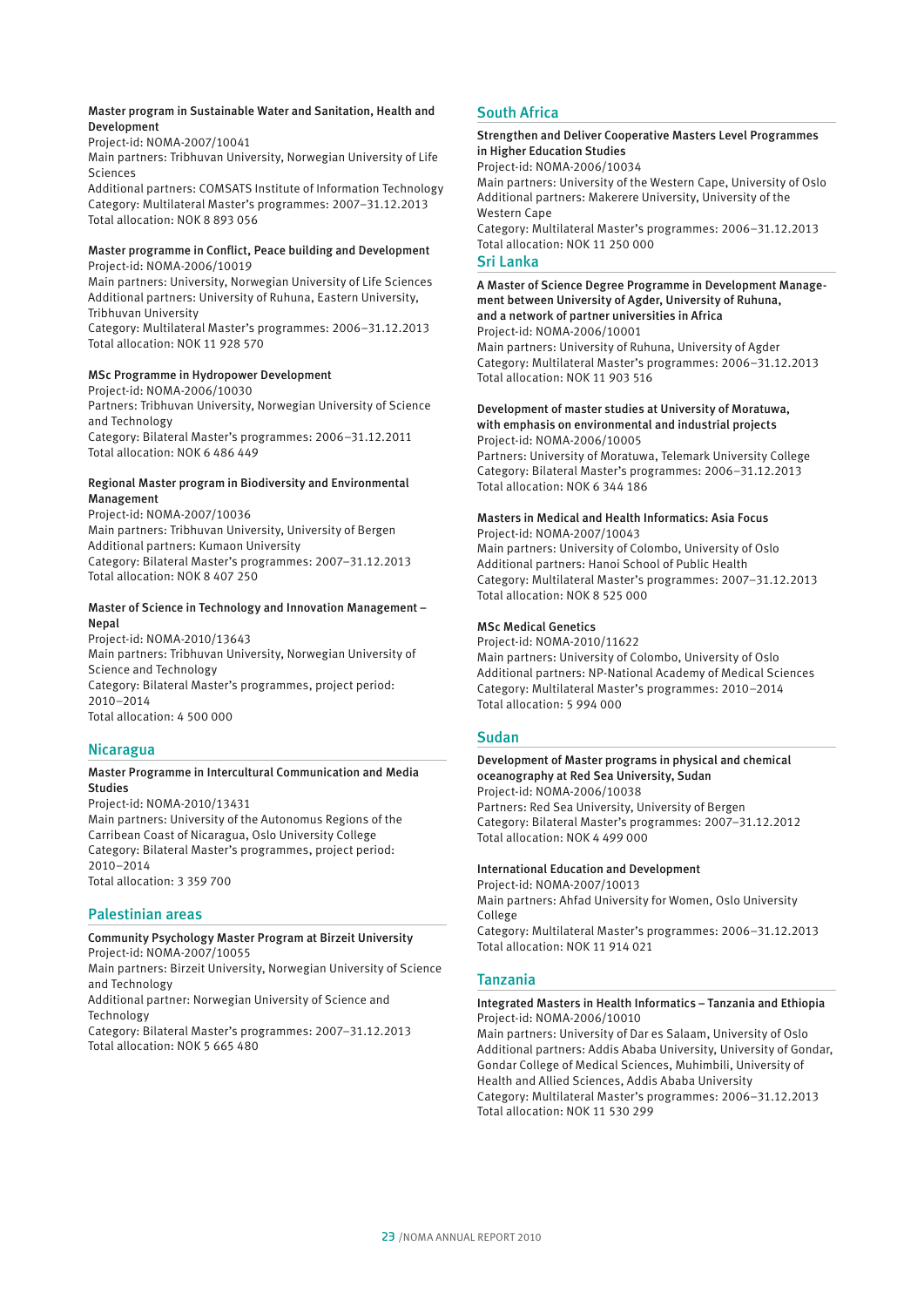**Master program in Sustainable Water and Sanitation, Health and Development**
Project-id: NOMA-2007/10041
Main partners: Tribhuvan University, Norwegian University of Life Sciences
Additional partners: COMSATS Institute of Information Technology
Category: Multilateral Master's programmes: 2007–31.12.2013
Total allocation: NOK 8 893 056

**Master programme in Conflict, Peace building and Development**
Project-id: NOMA-2006/10019
Main partners: University, Norwegian University of Life Sciences
Additional partners: University of Ruhuna, Eastern University, Tribhuvan University
Category: Multilateral Master's programmes: 2006–31.12.2013
Total allocation: NOK 11 928 570

**MSc Programme in Hydropower Development**
Project-id: NOMA-2006/10030
Partners: Tribhuvan University, Norwegian University of Science and Technology
Category: Bilateral Master's programmes: 2006–31.12.2011
Total allocation: NOK 6 486 449

**Regional Master program in Biodiversity and Environmental Management**
Project-id: NOMA-2007/10036
Main partners: Tribhuvan University, University of Bergen
Additional partners: Kumaon University
Category: Bilateral Master's programmes: 2007–31.12.2013
Total allocation: NOK 8 407 250

**Master of Science in Technology and Innovation Management – Nepal**
Project-id: NOMA-2010/13643
Main partners: Tribhuvan University, Norwegian University of Science and Technology
Category: Bilateral Master's programmes, project period: 2010–2014
Total allocation: 4 500 000

## Nicaragua

**Master Programme in Intercultural Communication and Media Studies**
Project-id: NOMA-2010/13431
Main partners: University of the Autonomus Regions of the Carribean Coast of Nicaragua, Oslo University College
Category: Bilateral Master's programmes, project period: 2010–2014
Total allocation: 3 359 700

## Palestinian areas

**Community Psychology Master Program at Birzeit University**
Project-id: NOMA-2007/10055
Main partners: Birzeit University, Norwegian University of Science and Technology
Additional partner: Norwegian University of Science and Technology
Category: Bilateral Master's programmes: 2007–31.12.2013
Total allocation: NOK 5 665 480

## South Africa

**Strengthen and Deliver Cooperative Masters Level Programmes in Higher Education Studies**
Project-id: NOMA-2006/10034
Main partners: University of the Western Cape, University of Oslo
Additional partners: Makerere University, University of the Western Cape
Category: Multilateral Master's programmes: 2006–31.12.2013
Total allocation: NOK 11 250 000

## Sri Lanka

**A Master of Science Degree Programme in Development Management between University of Agder, University of Ruhuna, and a network of partner universities in Africa**
Project-id: NOMA-2006/10001
Main partners: University of Ruhuna, University of Agder
Category: Multilateral Master's programmes: 2006–31.12.2013
Total allocation: NOK 11 903 516

**Development of master studies at University of Moratuwa, with emphasis on environmental and industrial projects**
Project-id: NOMA-2006/10005
Partners: University of Moratuwa, Telemark University College
Category: Bilateral Master's programmes: 2006–31.12.2013
Total allocation: NOK 6 344 186

**Masters in Medical and Health Informatics: Asia Focus**
Project-id: NOMA-2007/10043
Main partners: University of Colombo, University of Oslo
Additional partners: Hanoi School of Public Health
Category: Multilateral Master's programmes: 2007–31.12.2013
Total allocation: NOK 8 525 000

**MSc Medical Genetics**
Project-id: NOMA-2010/11622
Main partners: University of Colombo, University of Oslo
Additional partners: NP-National Academy of Medical Sciences
Category: Multilateral Master's programmes: 2010–2014
Total allocation: 5 994 000

## Sudan

**Development of Master programs in physical and chemical oceanography at Red Sea University, Sudan**
Project-id: NOMA-2006/10038
Partners: Red Sea University, University of Bergen
Category: Bilateral Master's programmes: 2007–31.12.2012
Total allocation: NOK 4 499 000

**International Education and Development**
Project-id: NOMA-2007/10013
Main partners: Ahfad University for Women, Oslo University College
Category: Multilateral Master's programmes: 2006–31.12.2013
Total allocation: NOK 11 914 021

## Tanzania

**Integrated Masters in Health Informatics – Tanzania and Ethiopia**
Project-id: NOMA-2006/10010
Main partners: University of Dar es Salaam, University of Oslo
Additional partners: Addis Ababa University, University of Gondar, Gondar College of Medical Sciences, Muhimbili, University of Health and Allied Sciences, Addis Ababa University
Category: Multilateral Master's programmes: 2006–31.12.2013
Total allocation: NOK 11 530 299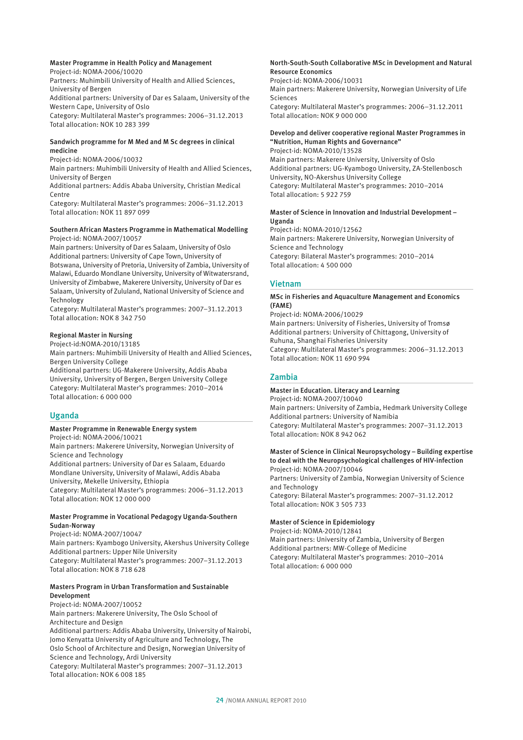**Master Programme in Health Policy and Management**
Project-id: NOMA-2006/10020
Partners: Muhimbili University of Health and Allied Sciences, University of Bergen
Additional partners: University of Dar es Salaam, University of the Western Cape, University of Oslo
Category: Multilateral Master's programmes: 2006–31.12.2013
Total allocation: NOK 10 283 399

**Sandwich programme for M Med and M Sc degrees in clinical medicine**
Project-id: NOMA-2006/10032
Main partners: Muhimbili University of Health and Allied Sciences, University of Bergen
Additional partners: Addis Ababa University, Christian Medical Centre
Category: Multilateral Master's programmes: 2006–31.12.2013
Total allocation: NOK 11 897 099

**Southern African Masters Programme in Mathematical Modelling**
Project-id: NOMA-2007/10057
Main partners: University of Dar es Salaam, University of Oslo
Additional partners: University of Cape Town, University of Botswana, University of Pretoria, University of Zambia, University of Malawi, Eduardo Mondlane University, University of Witwatersrand, University of Zimbabwe, Makerere University, University of Dar es Salaam, University of Zululand, National University of Science and Technology
Category: Multilateral Master's programmes: 2007–31.12.2013
Total allocation: NOK 8 342 750

**Regional Master in Nursing**
Project-id:NOMA-2010/13185
Main partners: Muhimbili University of Health and Allied Sciences, Bergen University College
Additional partners: UG-Makerere University, Addis Ababa University, University of Bergen, Bergen University College
Category: Multilateral Master's programmes: 2010–2014
Total allocation: 6 000 000

## Uganda

**Master Programme in Renewable Energy system**
Project-id: NOMA-2006/10021
Main partners: Makerere University, Norwegian University of Science and Technology
Additional partners: University of Dar es Salaam, Eduardo Mondlane University, University of Malawi, Addis Ababa University, Mekelle University, Ethiopia
Category: Multilateral Master's programmes: 2006–31.12.2013
Total allocation: NOK 12 000 000

**Master Programme in Vocational Pedagogy Uganda-Southern Sudan-Norway**
Project-id: NOMA-2007/10047
Main partners: Kyambogo University, Akershus University College
Additional partners: Upper Nile University
Category: Multilateral Master's programmes: 2007–31.12.2013
Total allocation: NOK 8 718 628

**Masters Program in Urban Transformation and Sustainable Development**
Project-id: NOMA-2007/10052
Main partners: Makerere University, The Oslo School of Architecture and Design
Additional partners: Addis Ababa University, University of Nairobi, Jomo Kenyatta University of Agriculture and Technology, The Oslo School of Architecture and Design, Norwegian University of Science and Technology, Ardi University
Category: Multilateral Master's programmes: 2007–31.12.2013
Total allocation: NOK 6 008 185

**North-South-South Collaborative MSc in Development and Natural Resource Economics**
Project-id: NOMA-2006/10031
Main partners: Makerere University, Norwegian University of Life Sciences
Category: Multilateral Master's programmes: 2006–31.12.2011
Total allocation: NOK 9 000 000

**Develop and deliver cooperative regional Master Programmes in "Nutrition, Human Rights and Governance"**
Project-id: NOMA-2010/13528
Main partners: Makerere University, University of Oslo
Additional partners: UG-Kyambogo University, ZA-Stellenbosch University, NO-Akershus University College
Category: Multilateral Master's programmes: 2010–2014
Total allocation: 5 922 759

**Master of Science in Innovation and Industrial Development – Uganda**
Project-id: NOMA-2010/12562
Main partners: Makerere University, Norwegian University of Science and Technology
Category: Bilateral Master's programmes: 2010–2014
Total allocation: 4 500 000

## Vietnam

**MSc in Fisheries and Aquaculture Management and Economics (FAME)**
Project-id: NOMA-2006/10029
Main partners: University of Fisheries, University of Tromsø
Additional partners: University of Chittagong, University of Ruhuna, Shanghai Fisheries University
Category: Multilateral Master's programmes: 2006–31.12.2013
Total allocation: NOK 11 690 994

## Zambia

**Master in Education. Literacy and Learning**
Project-id: NOMA-2007/10040
Main partners: University of Zambia, Hedmark University College
Additional partners: University of Namibia
Category: Multilateral Master's programmes: 2007–31.12.2013
Total allocation: NOK 8 942 062

**Master of Science in Clinical Neuropsychology – Building expertise to deal with the Neuropsychological challenges of HIV-infection**
Project-id: NOMA-2007/10046
Partners: University of Zambia, Norwegian University of Science and Technology
Category: Bilateral Master's programmes: 2007–31.12.2012
Total allocation: NOK 3 505 733

**Master of Science in Epidemiology**
Project-id: NOMA-2010/12841
Main partners: University of Zambia, University of Bergen
Additional partners: MW-College of Medicine
Category: Multilateral Master's programmes: 2010–2014
Total allocation: 6 000 000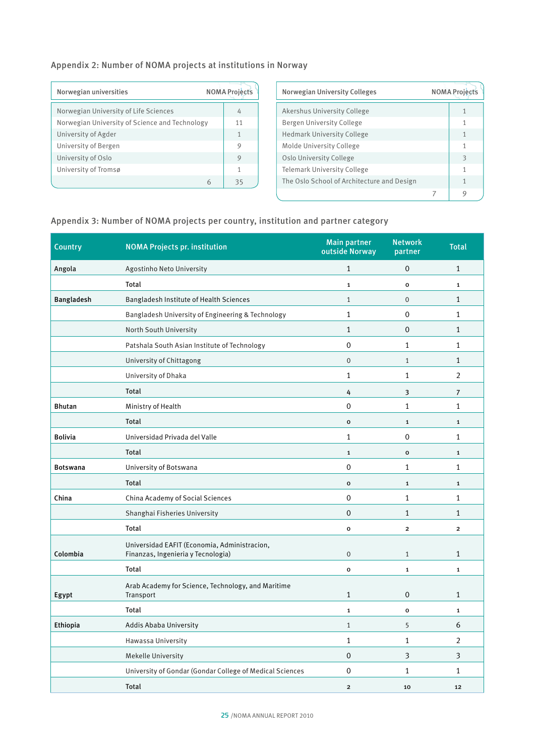## Appendix 2: Number of NOMA projects at institutions in Norway

| Norwegian universities | NOMA Projects |
|---|---|
| Norwegian University of Life Sciences | 4 |
| Norwegian University of Science and Technology | 11 |
| University of Agder | 1 |
| University of Bergen | 9 |
| University of Oslo | 9 |
| University of Tromsø | 1 |
| 6 | 35 |

| Norwegian University Colleges | NOMA Projects |
|---|---|
| Akershus University College | 1 |
| Bergen University College | 1 |
| Hedmark University College | 1 |
| Molde University College | 1 |
| Oslo University College | 3 |
| Telemark University College | 1 |
| The Oslo School of Architecture and Design | 1 |
| 7 | 9 |

## Appendix 3: Number of NOMA projects per country, institution and partner category

| Country | NOMA Projects pr. institution | Main partner outside Norway | Network partner | Total |
|---|---|---|---|---|
| **Angola** | Agostinho Neto University | 1 | 0 | 1 |
| | **Total** | 1 | 0 | 1 |
| **Bangladesh** | Bangladesh Institute of Health Sciences | 1 | 0 | 1 |
| | Bangladesh University of Engineering & Technology | 1 | 0 | 1 |
| | North South University | 1 | 0 | 1 |
| | Patshala South Asian Institute of Technology | 0 | 1 | 1 |
| | University of Chittagong | 0 | 1 | 1 |
| | University of Dhaka | 1 | 1 | 2 |
| | **Total** | 4 | 3 | 7 |
| **Bhutan** | Ministry of Health | 0 | 1 | 1 |
| | **Total** | 0 | 1 | 1 |
| **Bolivia** | Universidad Privada del Valle | 1 | 0 | 1 |
| | **Total** | 1 | 0 | 1 |
| **Botswana** | University of Botswana | 0 | 1 | 1 |
| | **Total** | 0 | 1 | 1 |
| **China** | China Academy of Social Sciences | 0 | 1 | 1 |
| | Shanghai Fisheries University | 0 | 1 | 1 |
| | **Total** | 0 | 2 | 2 |
| **Colombia** | Universidad EAFIT (Economia, Administracion, Finanzas, Ingenieria y Tecnologia) | 0 | 1 | 1 |
| | **Total** | 0 | 1 | 1 |
| **Egypt** | Arab Academy for Science, Technology, and Maritime Transport | 1 | 0 | 1 |
| | **Total** | 1 | 0 | 1 |
| **Ethiopia** | Addis Ababa University | 1 | 5 | 6 |
| | Hawassa University | 1 | 1 | 2 |
| | Mekelle University | 0 | 3 | 3 |
| | University of Gondar (Gondar College of Medical Sciences | 0 | 1 | 1 |
| | **Total** | 2 | 10 | 12 |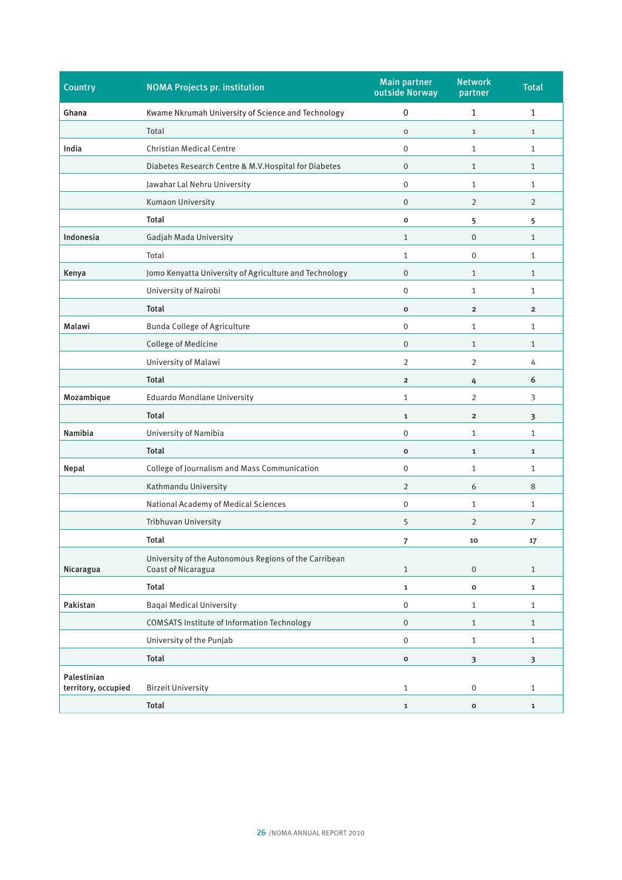| Country | NOMA Projects pr. institution | Main partner outside Norway | Network partner | Total |
|---|---|---|---|---|
| Ghana | Kwame Nkrumah University of Science and Technology | 0 | 1 | 1 |
| | Total | 0 | 1 | 1 |
| India | Christian Medical Centre | 0 | 1 | 1 |
| | Diabetes Research Centre & M.V.Hospital for Diabetes | 0 | 1 | 1 |
| | Jawahar Lal Nehru University | 0 | 1 | 1 |
| | Kumaon University | 0 | 2 | 2 |
| | **Total** | **0** | **5** | **5** |
| Indonesia | Gadjah Mada University | 1 | 0 | 1 |
| | Total | 1 | 0 | 1 |
| Kenya | Jomo Kenyatta University of Agriculture and Technology | 0 | 1 | 1 |
| | University of Nairobi | 0 | 1 | 1 |
| | **Total** | **0** | **2** | **2** |
| Malawi | Bunda College of Agriculture | 0 | 1 | 1 |
| | College of Medicine | 0 | 1 | 1 |
| | University of Malawi | 2 | 2 | 4 |
| | **Total** | **2** | **4** | **6** |
| Mozambique | Eduardo Mondlane University | 1 | 2 | 3 |
| | **Total** | **1** | **2** | **3** |
| Namibia | University of Namibia | 0 | 1 | 1 |
| | **Total** | **0** | **1** | **1** |
| Nepal | College of Journalism and Mass Communication | 0 | 1 | 1 |
| | Kathmandu University | 2 | 6 | 8 |
| | National Academy of Medical Sciences | 0 | 1 | 1 |
| | Tribhuvan University | 5 | 2 | 7 |
| | **Total** | **7** | **10** | **17** |
| Nicaragua | University of the Autonomous Regions of the Carribean Coast of Nicaragua | 1 | 0 | 1 |
| | **Total** | **1** | **0** | **1** |
| Pakistan | Baqai Medical University | 0 | 1 | 1 |
| | COMSATS Institute of Information Technology | 0 | 1 | 1 |
| | University of the Punjab | 0 | 1 | 1 |
| | **Total** | **0** | **3** | **3** |
| Palestinian territory, occupied | Birzeit University | 1 | 0 | 1 |
| | **Total** | **1** | **0** | **1** |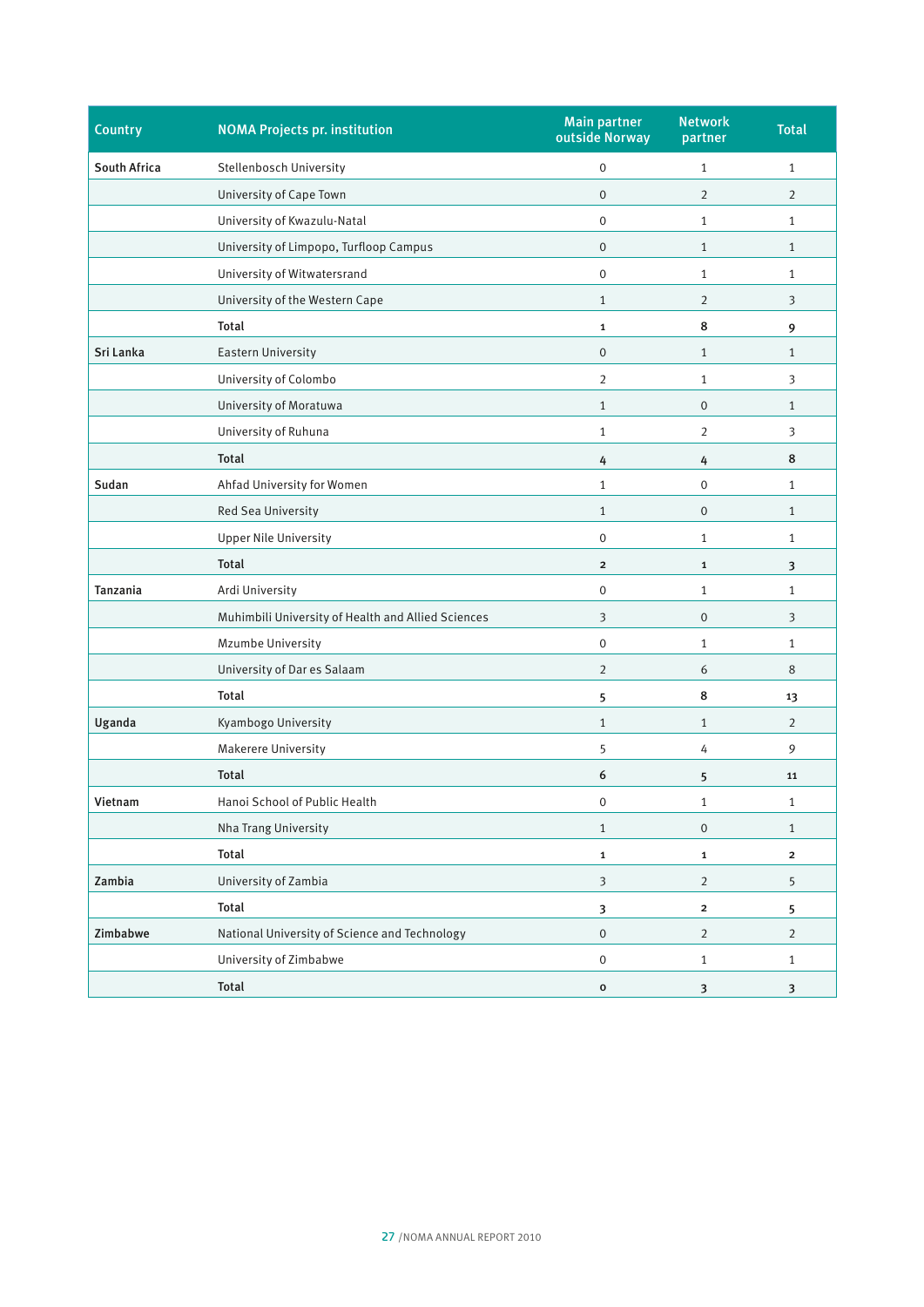| Country | NOMA Projects pr. institution | Main partner outside Norway | Network partner | Total |
|---|---|---|---|---|
| South Africa | Stellenbosch University | 0 | 1 | 1 |
| | University of Cape Town | 0 | 2 | 2 |
| | University of Kwazulu-Natal | 0 | 1 | 1 |
| | University of Limpopo, Turfloop Campus | 0 | 1 | 1 |
| | University of Witwatersrand | 0 | 1 | 1 |
| | University of the Western Cape | 1 | 2 | 3 |
| | **Total** | **1** | **8** | **9** |
| Sri Lanka | Eastern University | 0 | 1 | 1 |
| | University of Colombo | 2 | 1 | 3 |
| | University of Moratuwa | 1 | 0 | 1 |
| | University of Ruhuna | 1 | 2 | 3 |
| | **Total** | **4** | **4** | **8** |
| Sudan | Ahfad University for Women | 1 | 0 | 1 |
| | Red Sea University | 1 | 0 | 1 |
| | Upper Nile University | 0 | 1 | 1 |
| | **Total** | **2** | **1** | **3** |
| Tanzania | Ardi University | 0 | 1 | 1 |
| | Muhimbili University of Health and Allied Sciences | 3 | 0 | 3 |
| | Mzumbe University | 0 | 1 | 1 |
| | University of Dar es Salaam | 2 | 6 | 8 |
| | **Total** | **5** | **8** | **13** |
| Uganda | Kyambogo University | 1 | 1 | 2 |
| | Makerere University | 5 | 4 | 9 |
| | **Total** | **6** | **5** | **11** |
| Vietnam | Hanoi School of Public Health | 0 | 1 | 1 |
| | Nha Trang University | 1 | 0 | 1 |
| | **Total** | **1** | **1** | **2** |
| Zambia | University of Zambia | 3 | 2 | 5 |
| | **Total** | **3** | **2** | **5** |
| Zimbabwe | National University of Science and Technology | 0 | 2 | 2 |
| | University of Zimbabwe | 0 | 1 | 1 |
| | **Total** | **0** | **3** | **3** |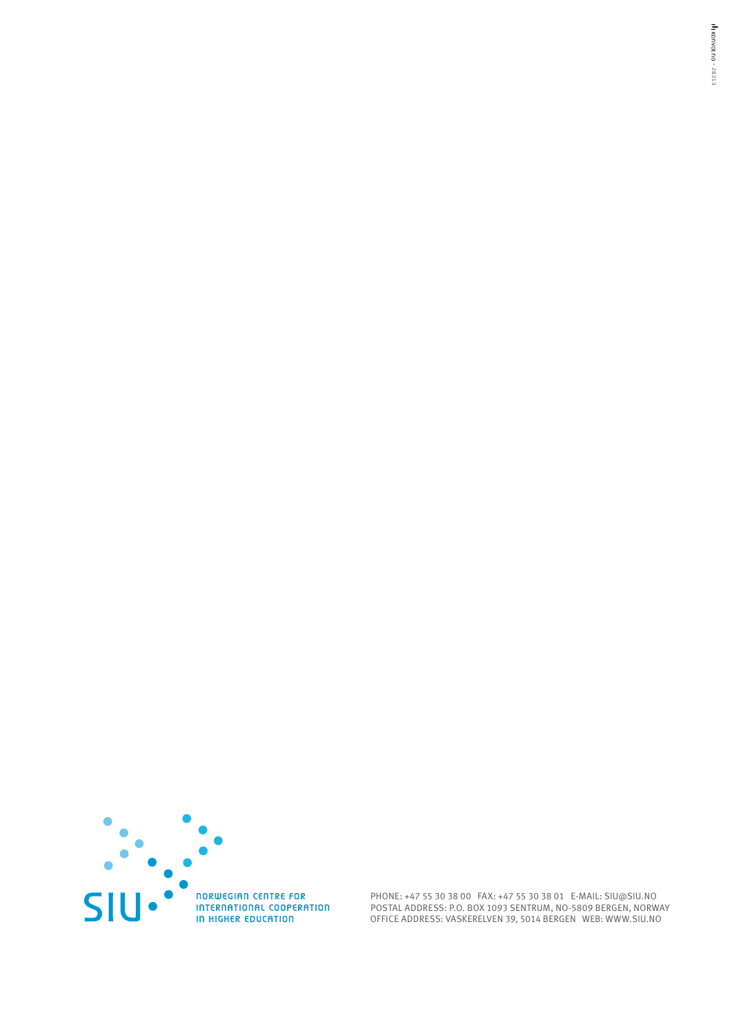SIU

NORWEGIAN CENTRE FOR INTERNATIONAL COOPERATION IN HIGHER EDUCATION

PHONE: +47 55 30 38 00 FAX: +47 55 30 38 01 E-MAIL: SIU@SIU.NO
POSTAL ADDRESS: P.O. BOX 1093 SENTRUM, NO-5809 BERGEN, NORWAY
OFFICE ADDRESS: VASKERELVEN 39, 5014 BERGEN WEB: WWW.SIU.NO